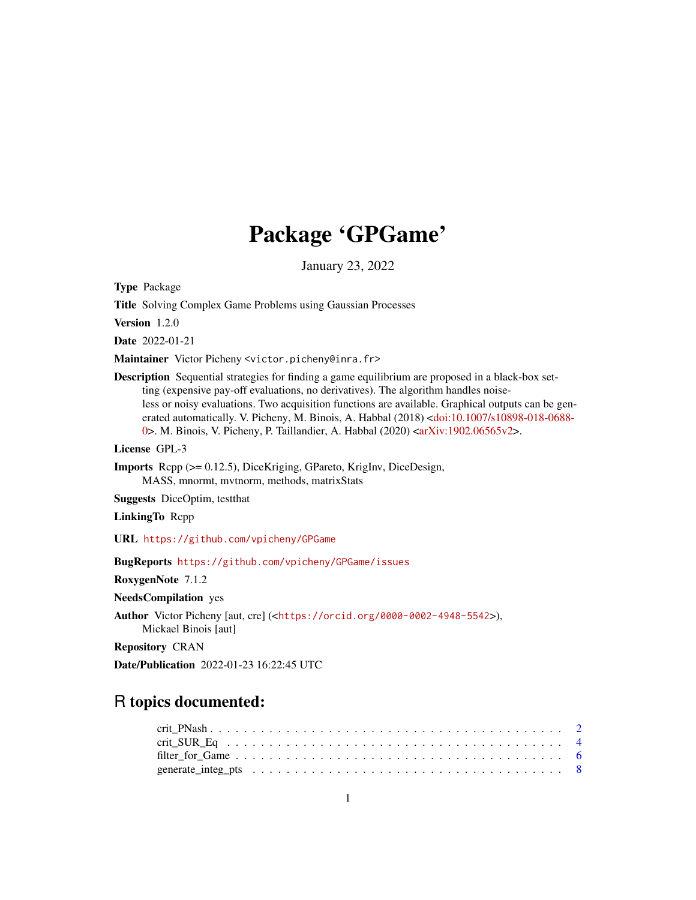# Package 'GPGame'

January 23, 2022

**Type** Package

**Title** Solving Complex Game Problems using Gaussian Processes

**Version** 1.2.0

**Date** 2022-01-21

**Maintainer** Victor Picheny <victor.picheny@inra.fr>

**Description** Sequential strategies for finding a game equilibrium are proposed in a black-box setting (expensive pay-off evaluations, no derivatives). The algorithm handles noiseless or noisy evaluations. Two acquisition functions are available. Graphical outputs can be generated automatically. V. Picheny, M. Binois, A. Habbal (2018) <doi:10.1007/s10898-018-0688-0>. M. Binois, V. Picheny, P. Taillandier, A. Habbal (2020) <arXiv:1902.06565v2>.

**License** GPL-3

**Imports** Rcpp (>= 0.12.5), DiceKriging, GPareto, KrigInv, DiceDesign, MASS, mnormt, mvtnorm, methods, matrixStats

**Suggests** DiceOptim, testthat

**LinkingTo** Rcpp

**URL** https://github.com/vpicheny/GPGame

**BugReports** https://github.com/vpicheny/GPGame/issues

**RoxygenNote** 7.1.2

**NeedsCompilation** yes

**Author** Victor Picheny [aut, cre] (<https://orcid.org/0000-0002-4948-5542>), Mickael Binois [aut]

**Repository** CRAN

**Date/Publication** 2022-01-23 16:22:45 UTC

## R topics documented:

crit_PNash . . . . . . . . . . . . . . . . . . . . . . . . . . . . . . . . . . . . . . . 2
crit_SUR_Eq . . . . . . . . . . . . . . . . . . . . . . . . . . . . . . . . . . . . . . 4
filter_for_Game . . . . . . . . . . . . . . . . . . . . . . . . . . . . . . . . . . . . 6
generate_integ_pts . . . . . . . . . . . . . . . . . . . . . . . . . . . . . . . . . . . 8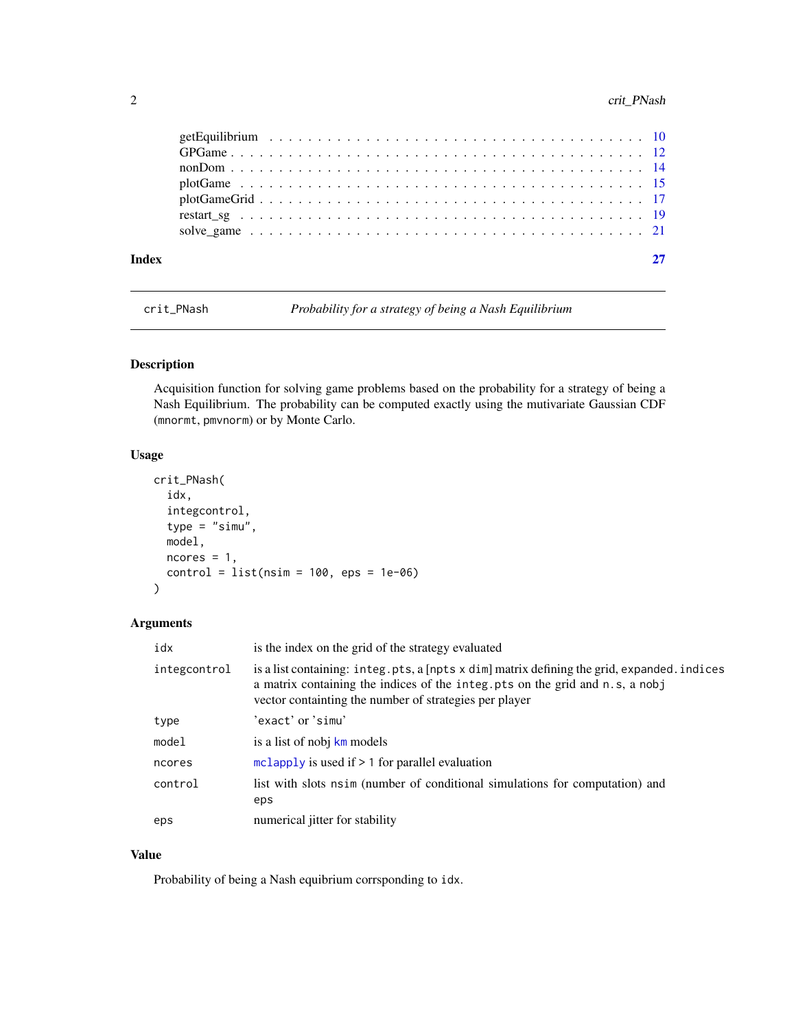getEquilibrium . . . . . . . . . . . . . . . . . . . . . . . . . . . . . . . . . . . . 10
GPGame . . . . . . . . . . . . . . . . . . . . . . . . . . . . . . . . . . . . . . . 12
nonDom . . . . . . . . . . . . . . . . . . . . . . . . . . . . . . . . . . . . . . . 14
plotGame . . . . . . . . . . . . . . . . . . . . . . . . . . . . . . . . . . . . . . 15
plotGameGrid . . . . . . . . . . . . . . . . . . . . . . . . . . . . . . . . . . . . 17
restart_sg . . . . . . . . . . . . . . . . . . . . . . . . . . . . . . . . . . . . . . 19
solve_game . . . . . . . . . . . . . . . . . . . . . . . . . . . . . . . . . . . . . 21

**Index** **27**

---

`crit_PNash` *Probability for a strategy of being a Nash Equilibrium*

---

## Description

Acquisition function for solving game problems based on the probability for a strategy of being a Nash Equilibrium. The probability can be computed exactly using the mutivariate Gaussian CDF (`mnormt`, `pmvnorm`) or by Monte Carlo.

## Usage

```
crit_PNash(
  idx,
  integcontrol,
  type = "simu",
  model,
  ncores = 1,
  control = list(nsim = 100, eps = 1e-06)
)
```

## Arguments

| | |
|---|---|
| `idx` | is the index on the grid of the strategy evaluated |
| `integcontrol` | is a list containing: `integ.pts`, a [`npts x dim`] matrix defining the grid, `expanded.indices` a matrix containing the indices of the `integ.pts` on the grid and `n.s`, a `nobj` vector containting the number of strategies per player |
| `type` | 'exact' or 'simu' |
| `model` | is a list of nobj `km` models |
| `ncores` | `mclapply` is used if > 1 for parallel evaluation |
| `control` | list with slots `nsim` (number of conditional simulations for computation) and `eps` |
| `eps` | numerical jitter for stability |

## Value

Probability of being a Nash equibrium corrsponding to `idx`.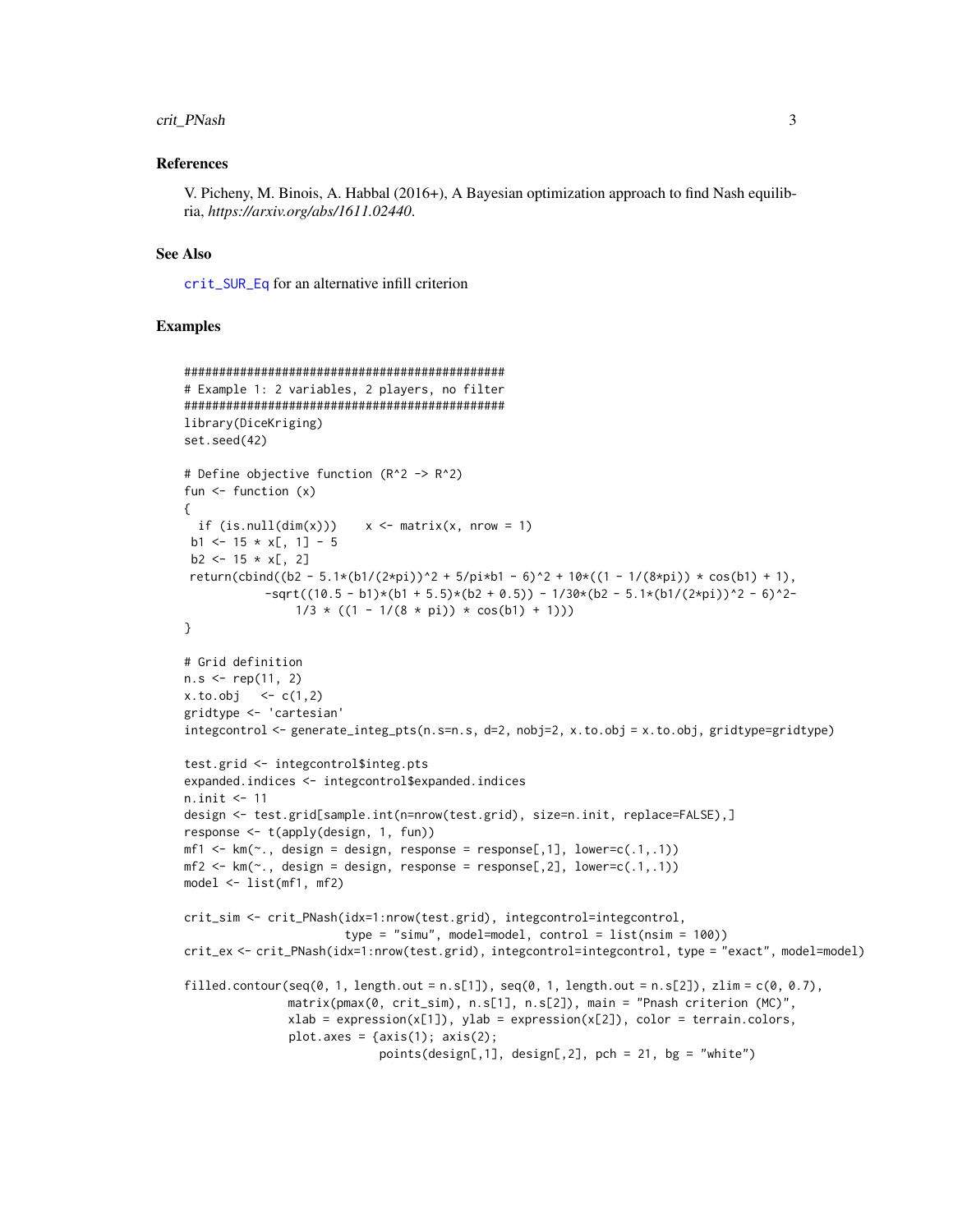### References

V. Picheny, M. Binois, A. Habbal (2016+), A Bayesian optimization approach to find Nash equilibria, *https://arxiv.org/abs/1611.02440*.

### See Also

crit_SUR_Eq for an alternative infill criterion

### Examples

```
################################################
# Example 1: 2 variables, 2 players, no filter
################################################
library(DiceKriging)
set.seed(42)

# Define objective function (R^2 -> R^2)
fun <- function (x)
{
  if (is.null(dim(x)))    x <- matrix(x, nrow = 1)
 b1 <- 15 * x[, 1] - 5
 b2 <- 15 * x[, 2]
 return(cbind((b2 - 5.1*(b1/(2*pi))^2 + 5/pi*b1 - 6)^2 + 10*((1 - 1/(8*pi)) * cos(b1) + 1),
           -sqrt((10.5 - b1)*(b1 + 5.5)*(b2 + 0.5)) - 1/30*(b2 - 5.1*(b1/(2*pi))^2 - 6)^2-
               1/3 * ((1 - 1/(8 * pi)) * cos(b1) + 1)))
}

# Grid definition
n.s <- rep(11, 2)
x.to.obj   <- c(1,2)
gridtype <- 'cartesian'
integcontrol <- generate_integ_pts(n.s=n.s, d=2, nobj=2, x.to.obj = x.to.obj, gridtype=gridtype)

test.grid <- integcontrol$integ.pts
expanded.indices <- integcontrol$expanded.indices
n.init <- 11
design <- test.grid[sample.int(n=nrow(test.grid), size=n.init, replace=FALSE),]
response <- t(apply(design, 1, fun))
mf1 <- km(~., design = design, response = response[,1], lower=c(.1,.1))
mf2 <- km(~., design = design, response = response[,2], lower=c(.1,.1))
model <- list(mf1, mf2)

crit_sim <- crit_PNash(idx=1:nrow(test.grid), integcontrol=integcontrol,
                      type = "simu", model=model, control = list(nsim = 100))
crit_ex <- crit_PNash(idx=1:nrow(test.grid), integcontrol=integcontrol, type = "exact", model=model)

filled.contour(seq(0, 1, length.out = n.s[1]), seq(0, 1, length.out = n.s[2]), zlim = c(0, 0.7),
               matrix(pmax(0, crit_sim), n.s[1], n.s[2]), main = "Pnash criterion (MC)",
               xlab = expression(x[1]), ylab = expression(x[2]), color = terrain.colors,
               plot.axes = {axis(1); axis(2);
                            points(design[,1], design[,2], pch = 21, bg = "white")
```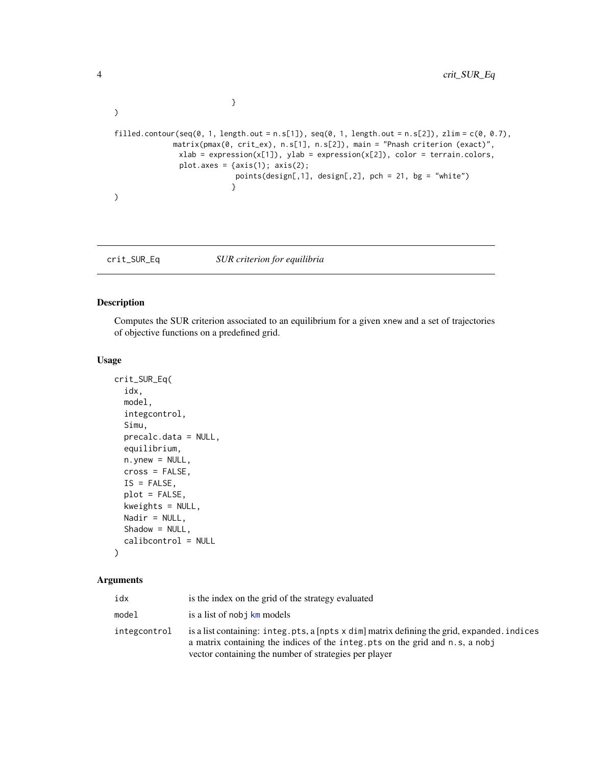```
                            }
)

filled.contour(seq(0, 1, length.out = n.s[1]), seq(0, 1, length.out = n.s[2]), zlim = c(0, 0.7),
             matrix(pmax(0, crit_ex), n.s[1], n.s[2]), main = "Pnash criterion (exact)",
               xlab = expression(x[1]), ylab = expression(x[2]), color = terrain.colors,
               plot.axes = {axis(1); axis(2);
                             points(design[,1], design[,2], pch = 21, bg = "white")
                            }
)
```

## crit_SUR_Eq — *SUR criterion for equilibria*

### Description

Computes the SUR criterion associated to an equilibrium for a given xnew and a set of trajectories of objective functions on a predefined grid.

### Usage

```
crit_SUR_Eq(
  idx,
  model,
  integcontrol,
  Simu,
  precalc.data = NULL,
  equilibrium,
  n.ynew = NULL,
  cross = FALSE,
  IS = FALSE,
  plot = FALSE,
  kweights = NULL,
  Nadir = NULL,
  Shadow = NULL,
  calibcontrol = NULL
)
```

### Arguments

| | |
|---|---|
| idx | is the index on the grid of the strategy evaluated |
| model | is a list of nobj km models |
| integcontrol | is a list containing: integ.pts, a [npts x dim] matrix defining the grid, expanded.indices a matrix containing the indices of the integ.pts on the grid and n.s, a nobj vector containing the number of strategies per player |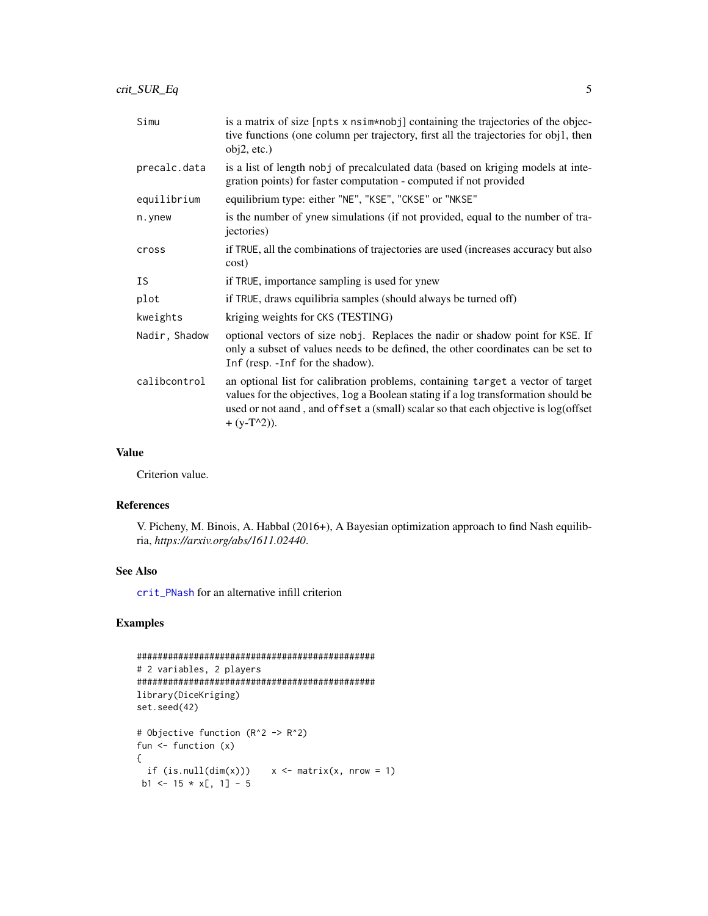| | |
|---|---|
| Simu | is a matrix of size [npts x nsim*nobj] containing the trajectories of the objective functions (one column per trajectory, first all the trajectories for obj1, then obj2, etc.) |
| precalc.data | is a list of length nobj of precalculated data (based on kriging models at integration points) for faster computation - computed if not provided |
| equilibrium | equilibrium type: either "NE", "KSE", "CKSE" or "NKSE" |
| n.ynew | is the number of ynew simulations (if not provided, equal to the number of trajectories) |
| cross | if TRUE, all the combinations of trajectories are used (increases accuracy but also cost) |
| IS | if TRUE, importance sampling is used for ynew |
| plot | if TRUE, draws equilibria samples (should always be turned off) |
| kweights | kriging weights for CKS (TESTING) |
| Nadir, Shadow | optional vectors of size nobj. Replaces the nadir or shadow point for KSE. If only a subset of values needs to be defined, the other coordinates can be set to Inf (resp. -Inf for the shadow). |
| calibcontrol | an optional list for calibration problems, containing target a vector of target values for the objectives, log a Boolean stating if a log transformation should be used or not aand , and offset a (small) scalar so that each objective is log(offset + (y-T^2)). |

## Value

Criterion value.

## References

V. Picheny, M. Binois, A. Habbal (2016+), A Bayesian optimization approach to find Nash equilibria, *https://arxiv.org/abs/1611.02440*.

## See Also

crit_PNash for an alternative infill criterion

## Examples

```
################################################
# 2 variables, 2 players
################################################
library(DiceKriging)
set.seed(42)

# Objective function (R^2 -> R^2)
fun <- function (x)
{
  if (is.null(dim(x)))    x <- matrix(x, nrow = 1)
 b1 <- 15 * x[, 1] - 5
```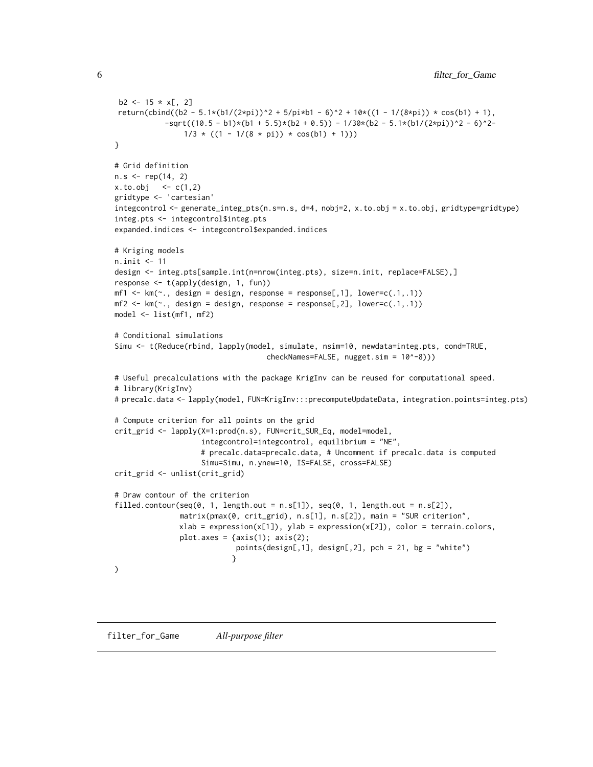```
 b2 <- 15 * x[, 2]
 return(cbind((b2 - 5.1*(b1/(2*pi))^2 + 5/pi*b1 - 6)^2 + 10*((1 - 1/(8*pi)) * cos(b1) + 1),
            -sqrt((10.5 - b1)*(b1 + 5.5)*(b2 + 0.5)) - 1/30*(b2 - 5.1*(b1/(2*pi))^2 - 6)^2-
               1/3 * ((1 - 1/(8 * pi)) * cos(b1) + 1)))
}

# Grid definition
n.s <- rep(14, 2)
x.to.obj   <- c(1,2)
gridtype <- 'cartesian'
integcontrol <- generate_integ_pts(n.s=n.s, d=4, nobj=2, x.to.obj = x.to.obj, gridtype=gridtype)
integ.pts <- integcontrol$integ.pts
expanded.indices <- integcontrol$expanded.indices

# Kriging models
n.init <- 11
design <- integ.pts[sample.int(n=nrow(integ.pts), size=n.init, replace=FALSE),]
response <- t(apply(design, 1, fun))
mf1 <- km(~., design = design, response = response[,1], lower=c(.1,.1))
mf2 <- km(~., design = design, response = response[,2], lower=c(.1,.1))
model <- list(mf1, mf2)

# Conditional simulations
Simu <- t(Reduce(rbind, lapply(model, simulate, nsim=10, newdata=integ.pts, cond=TRUE,
                                   checkNames=FALSE, nugget.sim = 10^-8)))

# Useful precalculations with the package KrigInv can be reused for computational speed.
# library(KrigInv)
# precalc.data <- lapply(model, FUN=KrigInv:::precomputeUpdateData, integration.points=integ.pts)

# Compute criterion for all points on the grid
crit_grid <- lapply(X=1:prod(n.s), FUN=crit_SUR_Eq, model=model,
                    integcontrol=integcontrol, equilibrium = "NE",
                    # precalc.data=precalc.data, # Uncomment if precalc.data is computed
                    Simu=Simu, n.ynew=10, IS=FALSE, cross=FALSE)
crit_grid <- unlist(crit_grid)

# Draw contour of the criterion
filled.contour(seq(0, 1, length.out = n.s[1]), seq(0, 1, length.out = n.s[2]),
               matrix(pmax(0, crit_grid), n.s[1], n.s[2]), main = "SUR criterion",
               xlab = expression(x[1]), ylab = expression(x[2]), color = terrain.colors,
               plot.axes = {axis(1); axis(2);
                            points(design[,1], design[,2], pch = 21, bg = "white")
                           }
)
```

---

filter_for_Game *All-purpose filter*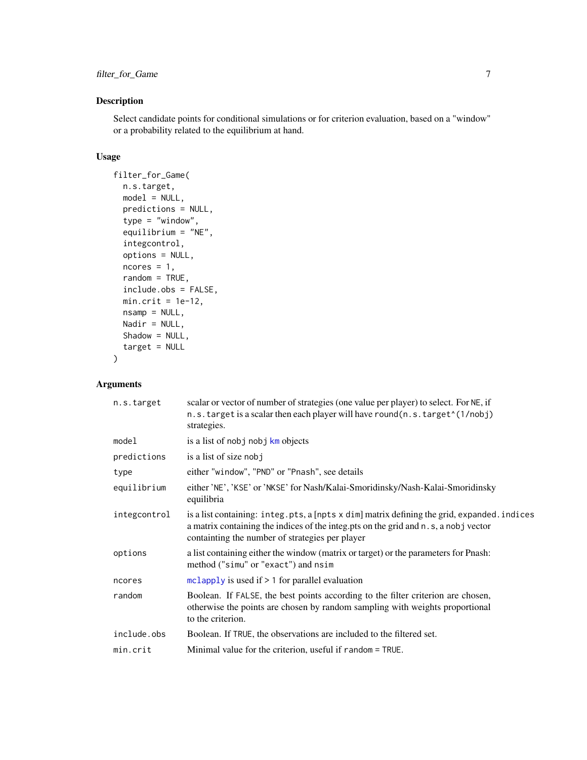## Description

Select candidate points for conditional simulations or for criterion evaluation, based on a "window" or a probability related to the equilibrium at hand.

## Usage

```
filter_for_Game(
  n.s.target,
  model = NULL,
  predictions = NULL,
  type = "window",
  equilibrium = "NE",
  integcontrol,
  options = NULL,
  ncores = 1,
  random = TRUE,
  include.obs = FALSE,
  min.crit = 1e-12,
  nsamp = NULL,
  Nadir = NULL,
  Shadow = NULL,
  target = NULL
)
```

## Arguments

| Argument | Description |
|---|---|
| n.s.target | scalar or vector of number of strategies (one value per player) to select. For NE, if n.s.target is a scalar then each player will have round(n.s.target^(1/nobj)) strategies. |
| model | is a list of nobj nobj km objects |
| predictions | is a list of size nobj |
| type | either "window", "PND" or "Pnash", see details |
| equilibrium | either 'NE', 'KSE' or 'NKSE' for Nash/Kalai-Smoridinsky/Nash-Kalai-Smoridinsky equilibria |
| integcontrol | is a list containing: integ.pts, a [npts x dim] matrix defining the grid, expanded.indices a matrix containing the indices of the integ.pts on the grid and n.s, a nobj vector containting the number of strategies per player |
| options | a list containing either the window (matrix or target) or the parameters for Pnash: method ("simu" or "exact") and nsim |
| ncores | mclapply is used if > 1 for parallel evaluation |
| random | Boolean. If FALSE, the best points according to the filter criterion are chosen, otherwise the points are chosen by random sampling with weights proportional to the criterion. |
| include.obs | Boolean. If TRUE, the observations are included to the filtered set. |
| min.crit | Minimal value for the criterion, useful if random = TRUE. |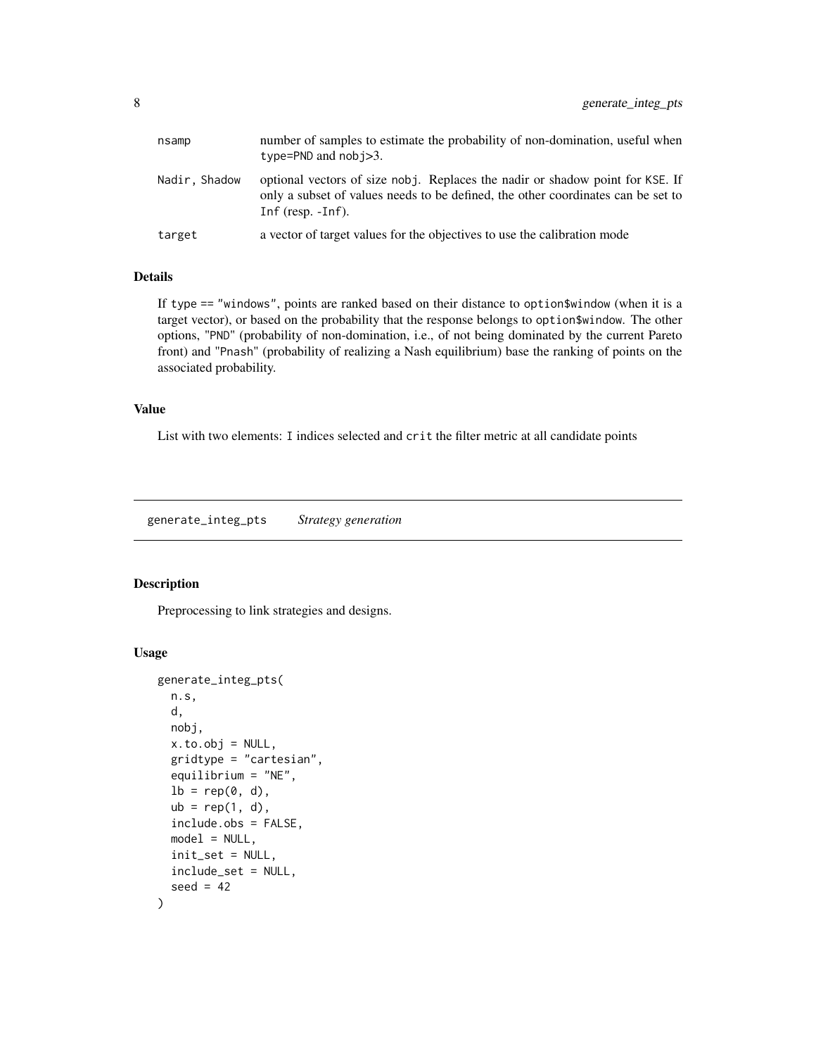| | |
|---|---|
| nsamp | number of samples to estimate the probability of non-domination, useful when type=PND and nobj>3. |
| Nadir, Shadow | optional vectors of size nobj. Replaces the nadir or shadow point for KSE. If only a subset of values needs to be defined, the other coordinates can be set to Inf (resp. -Inf). |
| target | a vector of target values for the objectives to use the calibration mode |

### Details

If type == "windows", points are ranked based on their distance to option$window (when it is a target vector), or based on the probability that the response belongs to option$window. The other options, "PND" (probability of non-domination, i.e., of not being dominated by the current Pareto front) and "Pnash" (probability of realizing a Nash equilibrium) base the ranking of points on the associated probability.

### Value

List with two elements: I indices selected and crit the filter metric at all candidate points

---

## generate_integ_pts    *Strategy generation*

### Description

Preprocessing to link strategies and designs.

### Usage

```
generate_integ_pts(
  n.s,
  d,
  nobj,
  x.to.obj = NULL,
  gridtype = "cartesian",
  equilibrium = "NE",
  lb = rep(0, d),
  ub = rep(1, d),
  include.obs = FALSE,
  model = NULL,
  init_set = NULL,
  include_set = NULL,
  seed = 42
)
```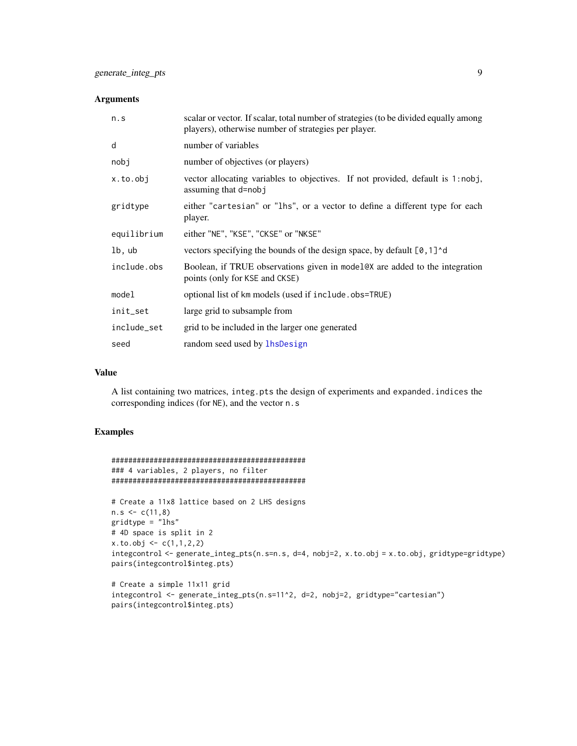### Arguments

| | |
|---|---|
| `n.s` | scalar or vector. If scalar, total number of strategies (to be divided equally among players), otherwise number of strategies per player. |
| `d` | number of variables |
| `nobj` | number of objectives (or players) |
| `x.to.obj` | vector allocating variables to objectives. If not provided, default is `1:nobj`, assuming that `d=nobj` |
| `gridtype` | either `"cartesian"` or `"lhs"`, or a vector to define a different type for each player. |
| `equilibrium` | either `"NE"`, `"KSE"`, `"CKSE"` or `"NKSE"` |
| `lb, ub` | vectors specifying the bounds of the design space, by default `[0,1]^d` |
| `include.obs` | Boolean, if TRUE observations given in `model@X` are added to the integration points (only for `KSE` and `CKSE`) |
| `model` | optional list of km models (used if `include.obs=TRUE`) |
| `init_set` | large grid to subsample from |
| `include_set` | grid to be included in the larger one generated |
| `seed` | random seed used by `lhsDesign` |

### Value

A list containing two matrices, `integ.pts` the design of experiments and `expanded.indices` the corresponding indices (for `NE`), and the vector `n.s`

### Examples

```
################################################
### 4 variables, 2 players, no filter
################################################

# Create a 11x8 lattice based on 2 LHS designs
n.s <- c(11,8)
gridtype = "lhs"
# 4D space is split in 2
x.to.obj <- c(1,1,2,2)
integcontrol <- generate_integ_pts(n.s=n.s, d=4, nobj=2, x.to.obj = x.to.obj, gridtype=gridtype)
pairs(integcontrol$integ.pts)

# Create a simple 11x11 grid
integcontrol <- generate_integ_pts(n.s=11^2, d=2, nobj=2, gridtype="cartesian")
pairs(integcontrol$integ.pts)
```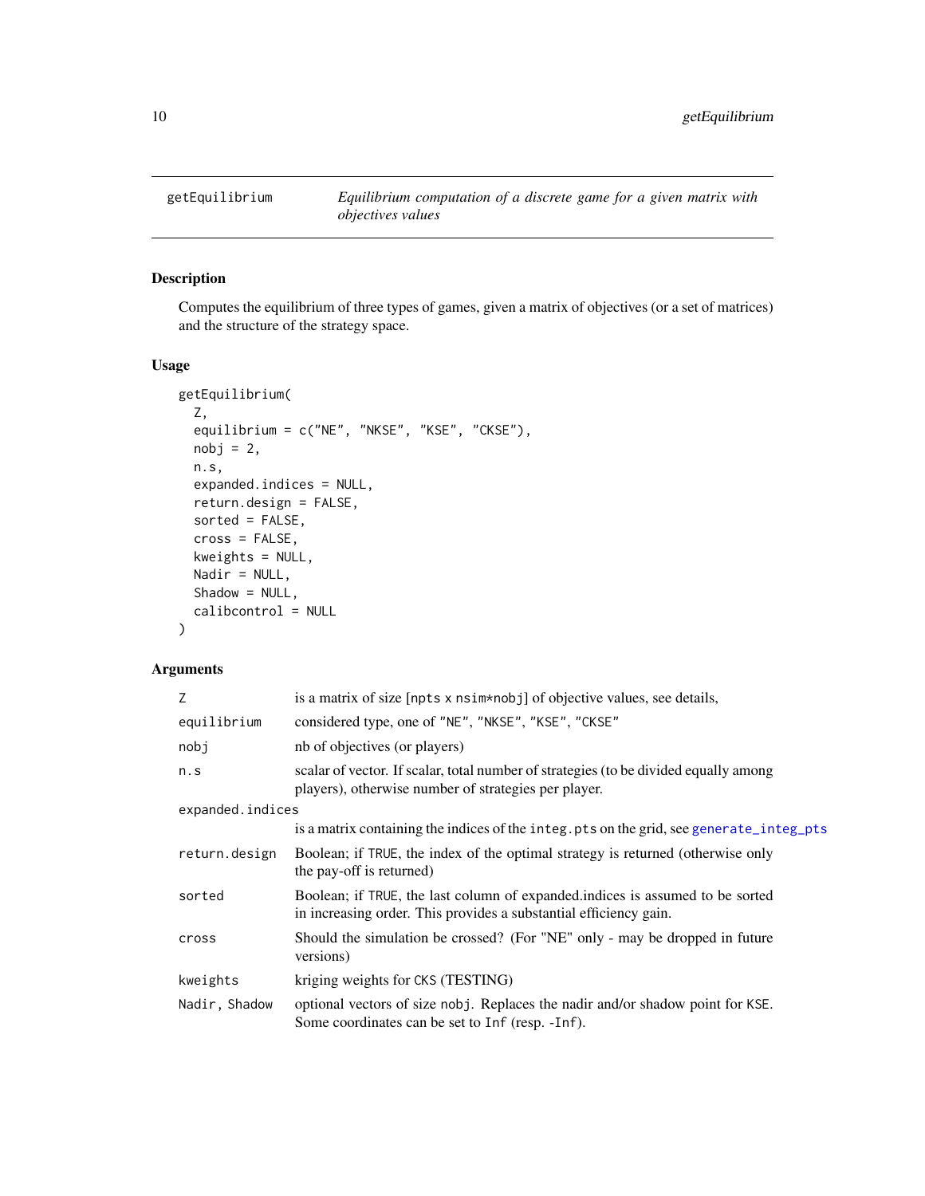## getEquilibrium

*Equilibrium computation of a discrete game for a given matrix with objectives values*

### Description

Computes the equilibrium of three types of games, given a matrix of objectives (or a set of matrices) and the structure of the strategy space.

### Usage

```
getEquilibrium(
  Z,
  equilibrium = c("NE", "NKSE", "KSE", "CKSE"),
  nobj = 2,
  n.s,
  expanded.indices = NULL,
  return.design = FALSE,
  sorted = FALSE,
  cross = FALSE,
  kweights = NULL,
  Nadir = NULL,
  Shadow = NULL,
  calibcontrol = NULL
)
```

### Arguments

| Argument | Description |
|---|---|
| `Z` | is a matrix of size [`npts` x `nsim*nobj`] of objective values, see details, |
| `equilibrium` | considered type, one of `"NE"`, `"NKSE"`, `"KSE"`, `"CKSE"` |
| `nobj` | nb of objectives (or players) |
| `n.s` | scalar of vector. If scalar, total number of strategies (to be divided equally among players), otherwise number of strategies per player. |
| `expanded.indices` | is a matrix containing the indices of the `integ.pts` on the grid, see `generate_integ_pts` |
| `return.design` | Boolean; if `TRUE`, the index of the optimal strategy is returned (otherwise only the pay-off is returned) |
| `sorted` | Boolean; if `TRUE`, the last column of expanded.indices is assumed to be sorted in increasing order. This provides a substantial efficiency gain. |
| `cross` | Should the simulation be crossed? (For "NE" only - may be dropped in future versions) |
| `kweights` | kriging weights for `CKS` (TESTING) |
| `Nadir, Shadow` | optional vectors of size `nobj`. Replaces the nadir and/or shadow point for `KSE`. Some coordinates can be set to `Inf` (resp. `-Inf`). |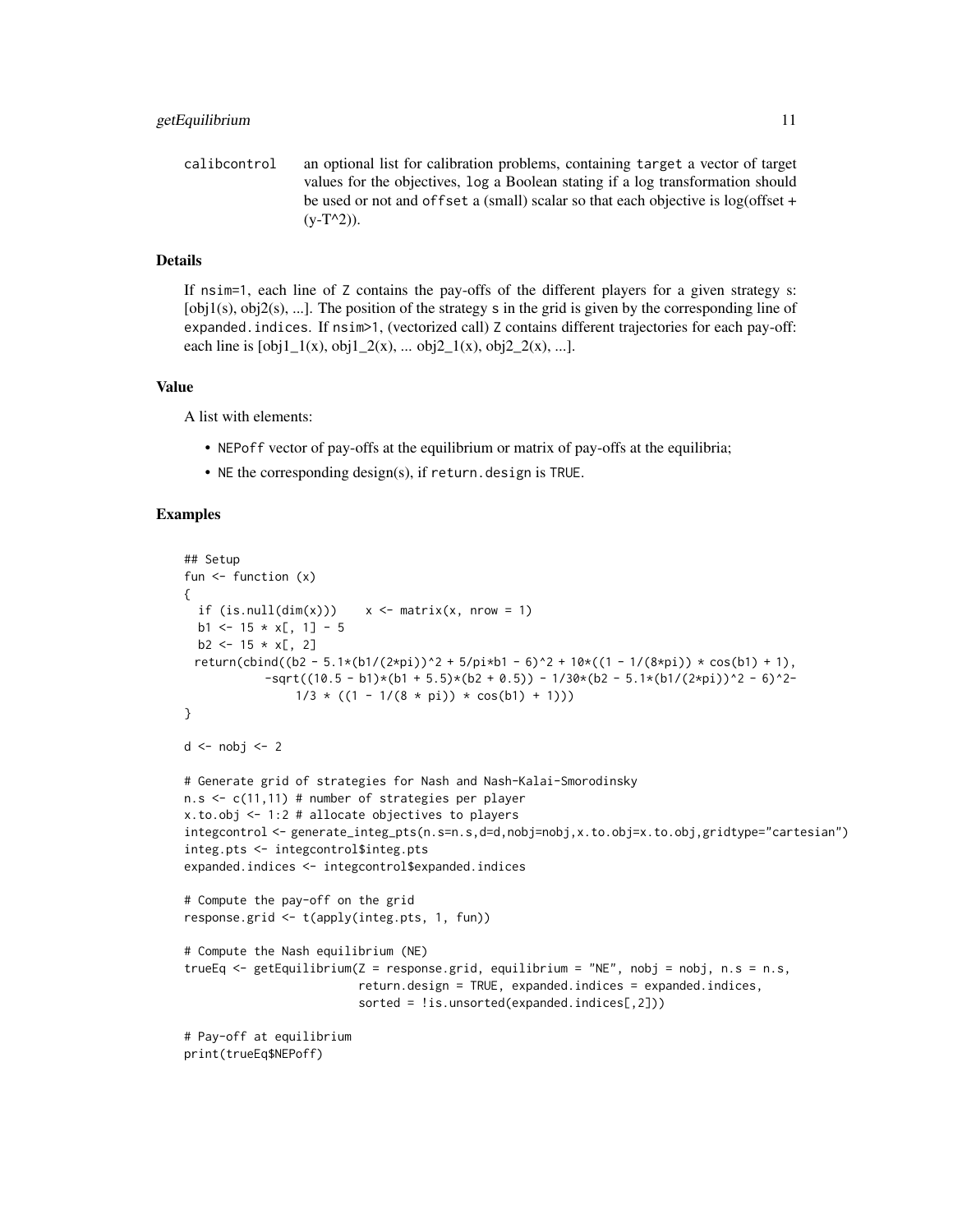calibcontrol an optional list for calibration problems, containing `target` a vector of target values for the objectives, `log` a Boolean stating if a log transformation should be used or not and `offset` a (small) scalar so that each objective is log(offset + (y-T^2)).

### Details

If nsim=1, each line of Z contains the pay-offs of the different players for a given strategy s: [obj1(s), obj2(s), ...]. The position of the strategy s in the grid is given by the corresponding line of expanded.indices. If nsim>1, (vectorized call) Z contains different trajectories for each pay-off: each line is [obj1_1(x), obj1_2(x), ... obj2_1(x), obj2_2(x), ...].

### Value

A list with elements:

- NEPoff vector of pay-offs at the equilibrium or matrix of pay-offs at the equilibria;
- NE the corresponding design(s), if return.design is TRUE.

### Examples

```
## Setup
fun <- function (x)
{
  if (is.null(dim(x)))    x <- matrix(x, nrow = 1)
  b1 <- 15 * x[, 1] - 5
  b2 <- 15 * x[, 2]
 return(cbind((b2 - 5.1*(b1/(2*pi))^2 + 5/pi*b1 - 6)^2 + 10*((1 - 1/(8*pi)) * cos(b1) + 1),
           -sqrt((10.5 - b1)*(b1 + 5.5)*(b2 + 0.5)) - 1/30*(b2 - 5.1*(b1/(2*pi))^2 - 6)^2-
               1/3 * ((1 - 1/(8 * pi)) * cos(b1) + 1)))
}

d <- nobj <- 2

# Generate grid of strategies for Nash and Nash-Kalai-Smorodinsky
n.s <- c(11,11) # number of strategies per player
x.to.obj <- 1:2 # allocate objectives to players
integcontrol <- generate_integ_pts(n.s=n.s,d=d,nobj=nobj,x.to.obj=x.to.obj,gridtype="cartesian")
integ.pts <- integcontrol$integ.pts
expanded.indices <- integcontrol$expanded.indices

# Compute the pay-off on the grid
response.grid <- t(apply(integ.pts, 1, fun))

# Compute the Nash equilibrium (NE)
trueEq <- getEquilibrium(Z = response.grid, equilibrium = "NE", nobj = nobj, n.s = n.s,
                         return.design = TRUE, expanded.indices = expanded.indices,
                         sorted = !is.unsorted(expanded.indices[,2]))

# Pay-off at equilibrium
print(trueEq$NEPoff)
```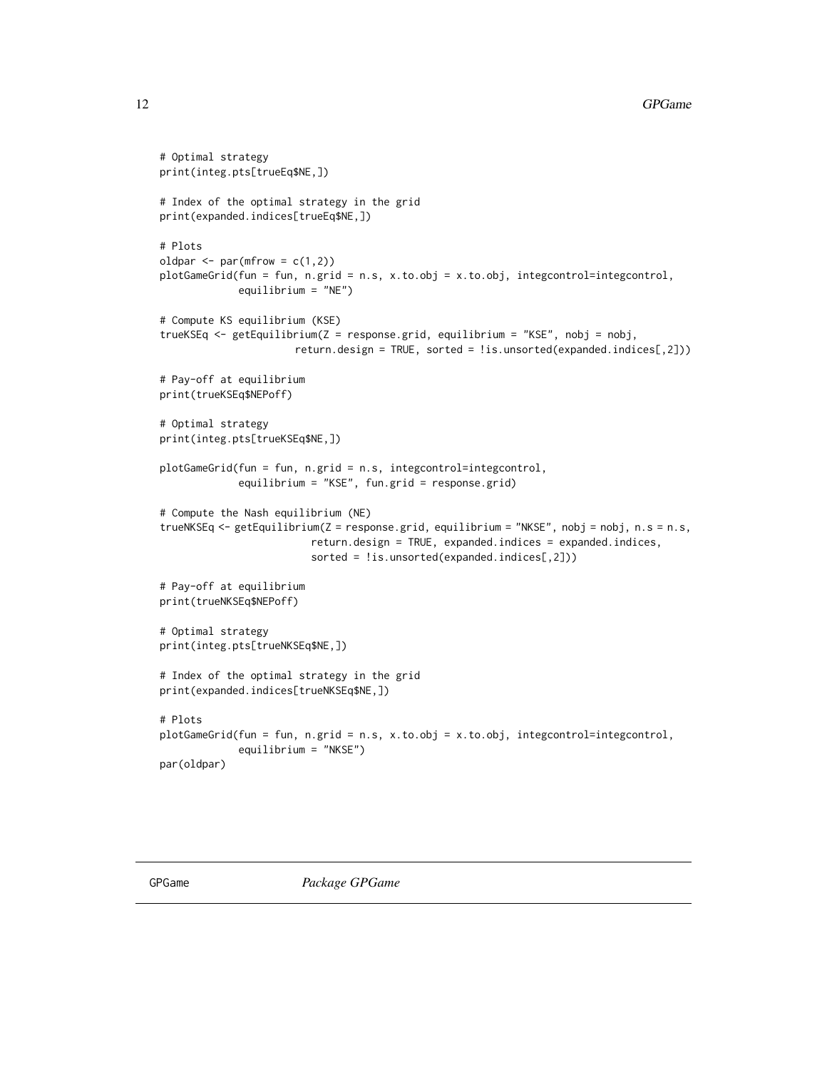```
# Optimal strategy
print(integ.pts[trueEq$NE,])

# Index of the optimal strategy in the grid
print(expanded.indices[trueEq$NE,])

# Plots
oldpar <- par(mfrow = c(1,2))
plotGameGrid(fun = fun, n.grid = n.s, x.to.obj = x.to.obj, integcontrol=integcontrol,
             equilibrium = "NE")

# Compute KS equilibrium (KSE)
trueKSEq <- getEquilibrium(Z = response.grid, equilibrium = "KSE", nobj = nobj,
                       return.design = TRUE, sorted = !is.unsorted(expanded.indices[,2]))

# Pay-off at equilibrium
print(trueKSEq$NEPoff)

# Optimal strategy
print(integ.pts[trueKSEq$NE,])

plotGameGrid(fun = fun, n.grid = n.s, integcontrol=integcontrol,
             equilibrium = "KSE", fun.grid = response.grid)

# Compute the Nash equilibrium (NE)
trueNKSEq <- getEquilibrium(Z = response.grid, equilibrium = "NKSE", nobj = nobj, n.s = n.s,
                          return.design = TRUE, expanded.indices = expanded.indices,
                          sorted = !is.unsorted(expanded.indices[,2]))

# Pay-off at equilibrium
print(trueNKSEq$NEPoff)

# Optimal strategy
print(integ.pts[trueNKSEq$NE,])

# Index of the optimal strategy in the grid
print(expanded.indices[trueNKSEq$NE,])

# Plots
plotGameGrid(fun = fun, n.grid = n.s, x.to.obj = x.to.obj, integcontrol=integcontrol,
             equilibrium = "NKSE")
par(oldpar)
```

---

GPGame &nbsp;&nbsp;&nbsp;&nbsp; *Package GPGame*

---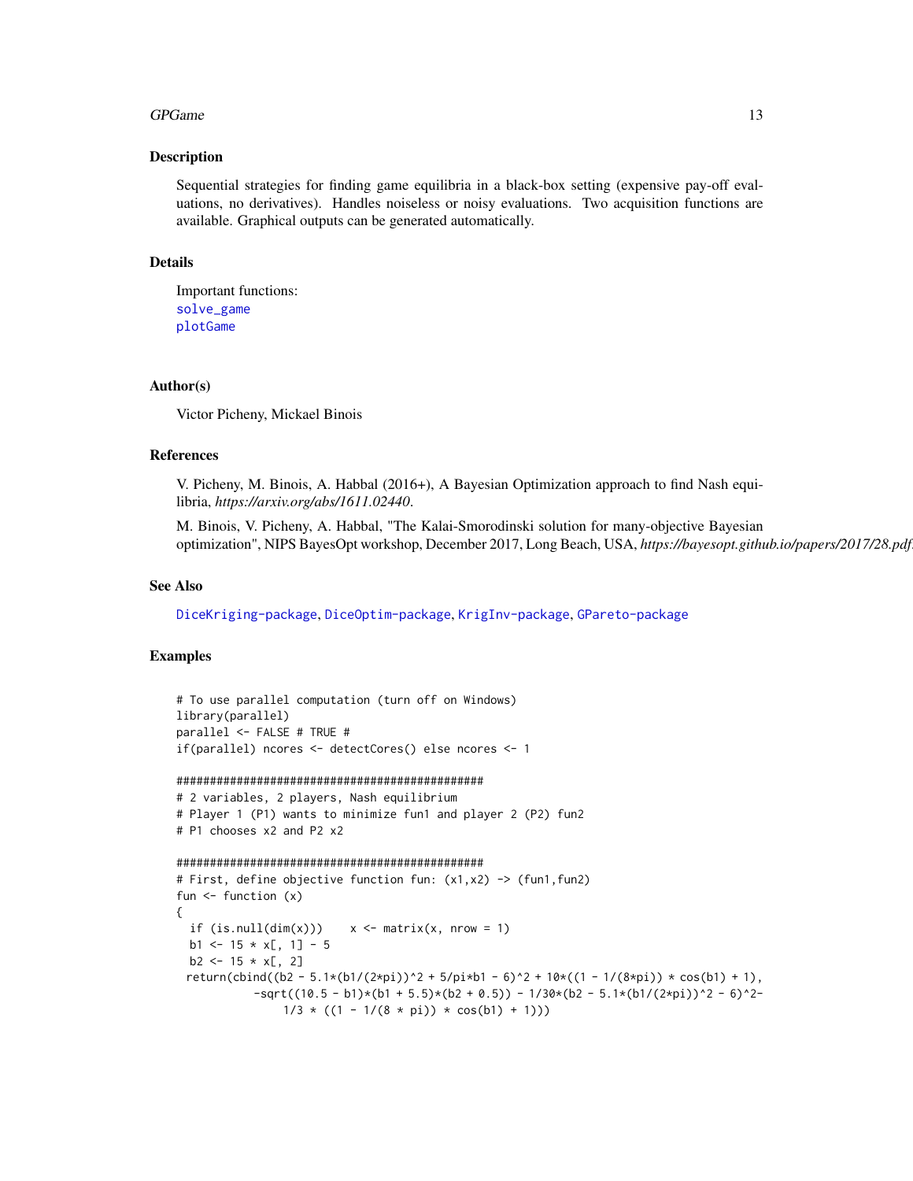### Description

Sequential strategies for finding game equilibria in a black-box setting (expensive pay-off evaluations, no derivatives). Handles noiseless or noisy evaluations. Two acquisition functions are available. Graphical outputs can be generated automatically.

### Details

Important functions:
solve_game
plotGame

### Author(s)

Victor Picheny, Mickael Binois

### References

V. Picheny, M. Binois, A. Habbal (2016+), A Bayesian Optimization approach to find Nash equilibria, *https://arxiv.org/abs/1611.02440*.

M. Binois, V. Picheny, A. Habbal, "The Kalai-Smorodinski solution for many-objective Bayesian optimization", NIPS BayesOpt workshop, December 2017, Long Beach, USA, *https://bayesopt.github.io/papers/2017/28.pdf*.

### See Also

DiceKriging-package, DiceOptim-package, KrigInv-package, GPareto-package

### Examples

```
# To use parallel computation (turn off on Windows)
library(parallel)
parallel <- FALSE # TRUE #
if(parallel) ncores <- detectCores() else ncores <- 1

################################################
# 2 variables, 2 players, Nash equilibrium
# Player 1 (P1) wants to minimize fun1 and player 2 (P2) fun2
# P1 chooses x2 and P2 x2

################################################
# First, define objective function fun: (x1,x2) -> (fun1,fun2)
fun <- function (x)
{
  if (is.null(dim(x)))    x <- matrix(x, nrow = 1)
  b1 <- 15 * x[, 1] - 5
  b2 <- 15 * x[, 2]
 return(cbind((b2 - 5.1*(b1/(2*pi))^2 + 5/pi*b1 - 6)^2 + 10*((1 - 1/(8*pi)) * cos(b1) + 1),
           -sqrt((10.5 - b1)*(b1 + 5.5)*(b2 + 0.5)) - 1/30*(b2 - 5.1*(b1/(2*pi))^2 - 6)^2-
               1/3 * ((1 - 1/(8 * pi)) * cos(b1) + 1)))
```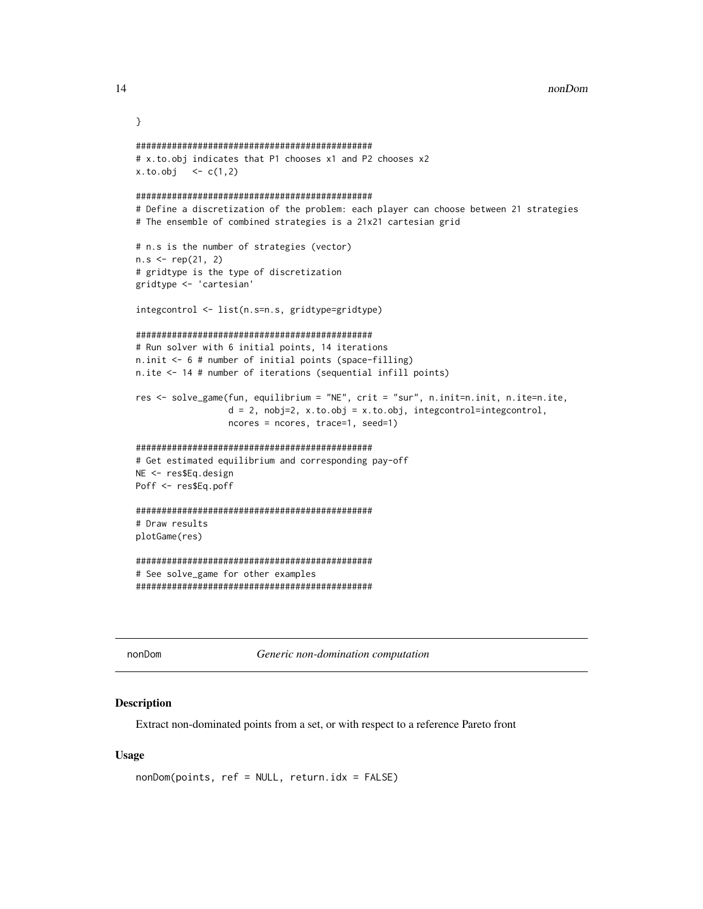```
}

###############################################
# x.to.obj indicates that P1 chooses x1 and P2 chooses x2
x.to.obj   <- c(1,2)

###############################################
# Define a discretization of the problem: each player can choose between 21 strategies
# The ensemble of combined strategies is a 21x21 cartesian grid

# n.s is the number of strategies (vector)
n.s <- rep(21, 2)
# gridtype is the type of discretization
gridtype <- 'cartesian'

integcontrol <- list(n.s=n.s, gridtype=gridtype)

###############################################
# Run solver with 6 initial points, 14 iterations
n.init <- 6 # number of initial points (space-filling)
n.ite <- 14 # number of iterations (sequential infill points)

res <- solve_game(fun, equilibrium = "NE", crit = "sur", n.init=n.init, n.ite=n.ite,
                  d = 2, nobj=2, x.to.obj = x.to.obj, integcontrol=integcontrol,
                  ncores = ncores, trace=1, seed=1)

###############################################
# Get estimated equilibrium and corresponding pay-off
NE <- res$Eq.design
Poff <- res$Eq.poff

###############################################
# Draw results
plotGame(res)

###############################################
# See solve_game for other examples
###############################################
```

---

nonDom *Generic non-domination computation*

---

### Description

Extract non-dominated points from a set, or with respect to a reference Pareto front

### Usage

```
nonDom(points, ref = NULL, return.idx = FALSE)
```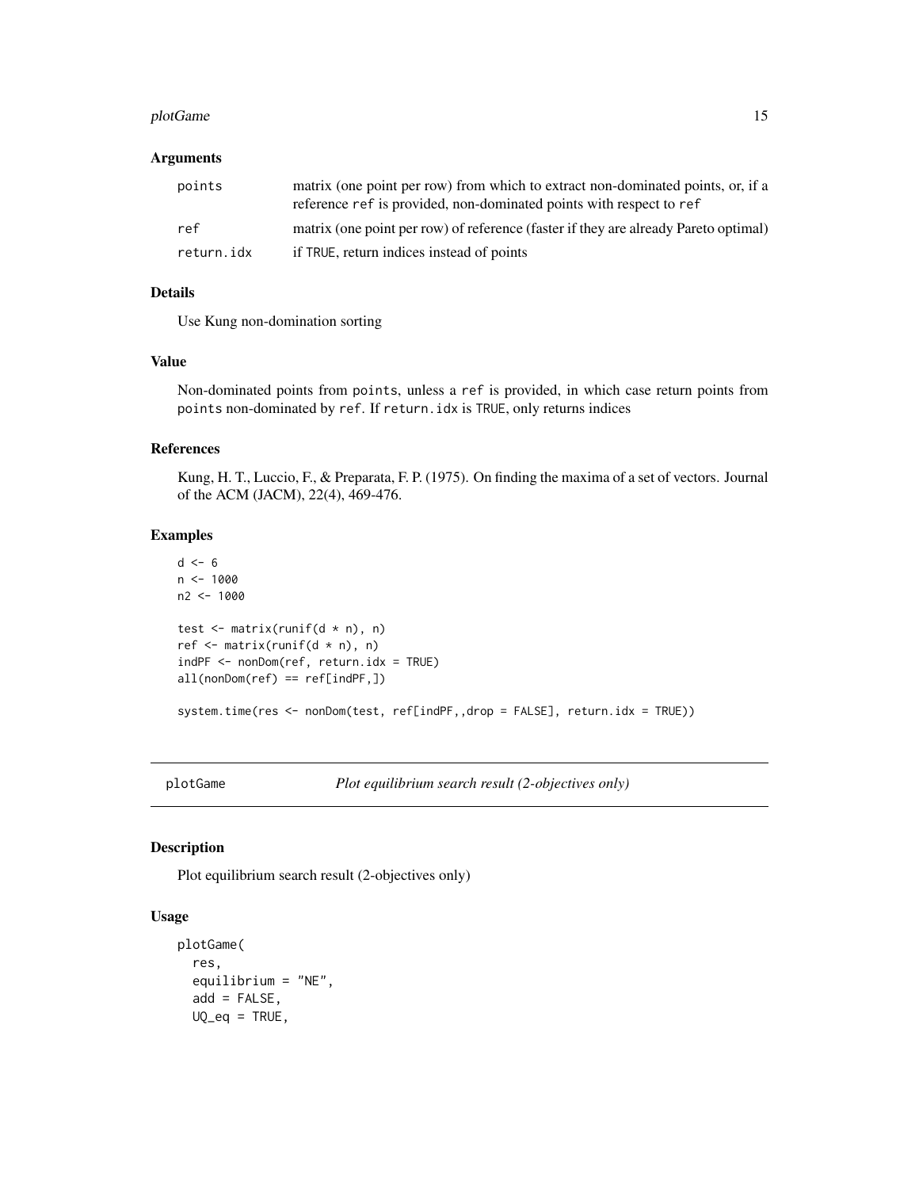### Arguments

| | |
|---|---|
| points | matrix (one point per row) from which to extract non-dominated points, or, if a reference ref is provided, non-dominated points with respect to ref |
| ref | matrix (one point per row) of reference (faster if they are already Pareto optimal) |
| return.idx | if TRUE, return indices instead of points |

### Details

Use Kung non-domination sorting

### Value

Non-dominated points from points, unless a ref is provided, in which case return points from points non-dominated by ref. If return.idx is TRUE, only returns indices

### References

Kung, H. T., Luccio, F., & Preparata, F. P. (1975). On finding the maxima of a set of vectors. Journal of the ACM (JACM), 22(4), 469-476.

### Examples

```
d <- 6
n <- 1000
n2 <- 1000

test <- matrix(runif(d * n), n)
ref <- matrix(runif(d * n), n)
indPF <- nonDom(ref, return.idx = TRUE)
all(nonDom(ref) == ref[indPF,])

system.time(res <- nonDom(test, ref[indPF,,drop = FALSE], return.idx = TRUE))
```

---

## plotGame *Plot equilibrium search result (2-objectives only)*

### Description

Plot equilibrium search result (2-objectives only)

### Usage

```
plotGame(
  res,
  equilibrium = "NE",
  add = FALSE,
  UQ_eq = TRUE,
```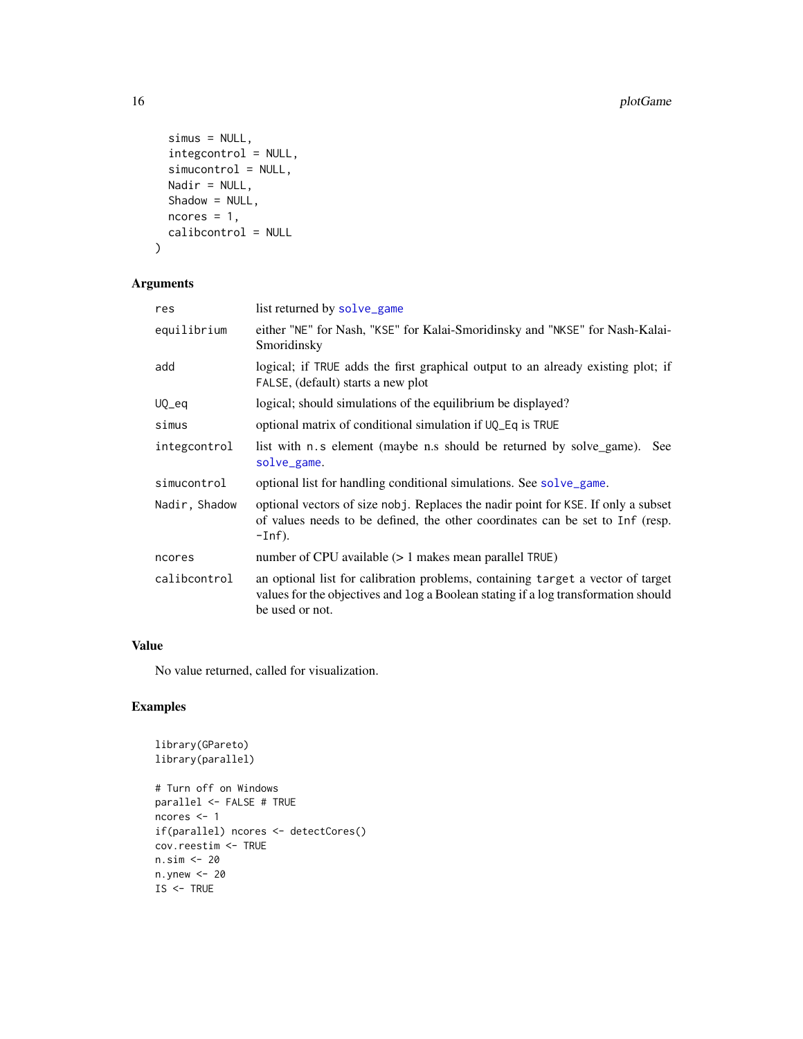```
  simus = NULL,
  integcontrol = NULL,
  simucontrol = NULL,
  Nadir = NULL,
  Shadow = NULL,
  ncores = 1,
  calibcontrol = NULL
)
```

## Arguments

| | |
|---|---|
| res | list returned by solve_game |
| equilibrium | either "NE" for Nash, "KSE" for Kalai-Smoridinsky and "NKSE" for Nash-Kalai-Smoridinsky |
| add | logical; if TRUE adds the first graphical output to an already existing plot; if FALSE, (default) starts a new plot |
| UQ_eq | logical; should simulations of the equilibrium be displayed? |
| simus | optional matrix of conditional simulation if UQ_Eq is TRUE |
| integcontrol | list with n.s element (maybe n.s should be returned by solve_game). See solve_game. |
| simucontrol | optional list for handling conditional simulations. See solve_game. |
| Nadir, Shadow | optional vectors of size nobj. Replaces the nadir point for KSE. If only a subset of values needs to be defined, the other coordinates can be set to Inf (resp. -Inf). |
| ncores | number of CPU available (> 1 makes mean parallel TRUE) |
| calibcontrol | an optional list for calibration problems, containing target a vector of target values for the objectives and log a Boolean stating if a log transformation should be used or not. |

## Value

No value returned, called for visualization.

## Examples

```
library(GPareto)
library(parallel)

# Turn off on Windows
parallel <- FALSE # TRUE
ncores <- 1
if(parallel) ncores <- detectCores()
cov.reestim <- TRUE
n.sim <- 20
n.ynew <- 20
IS <- TRUE
```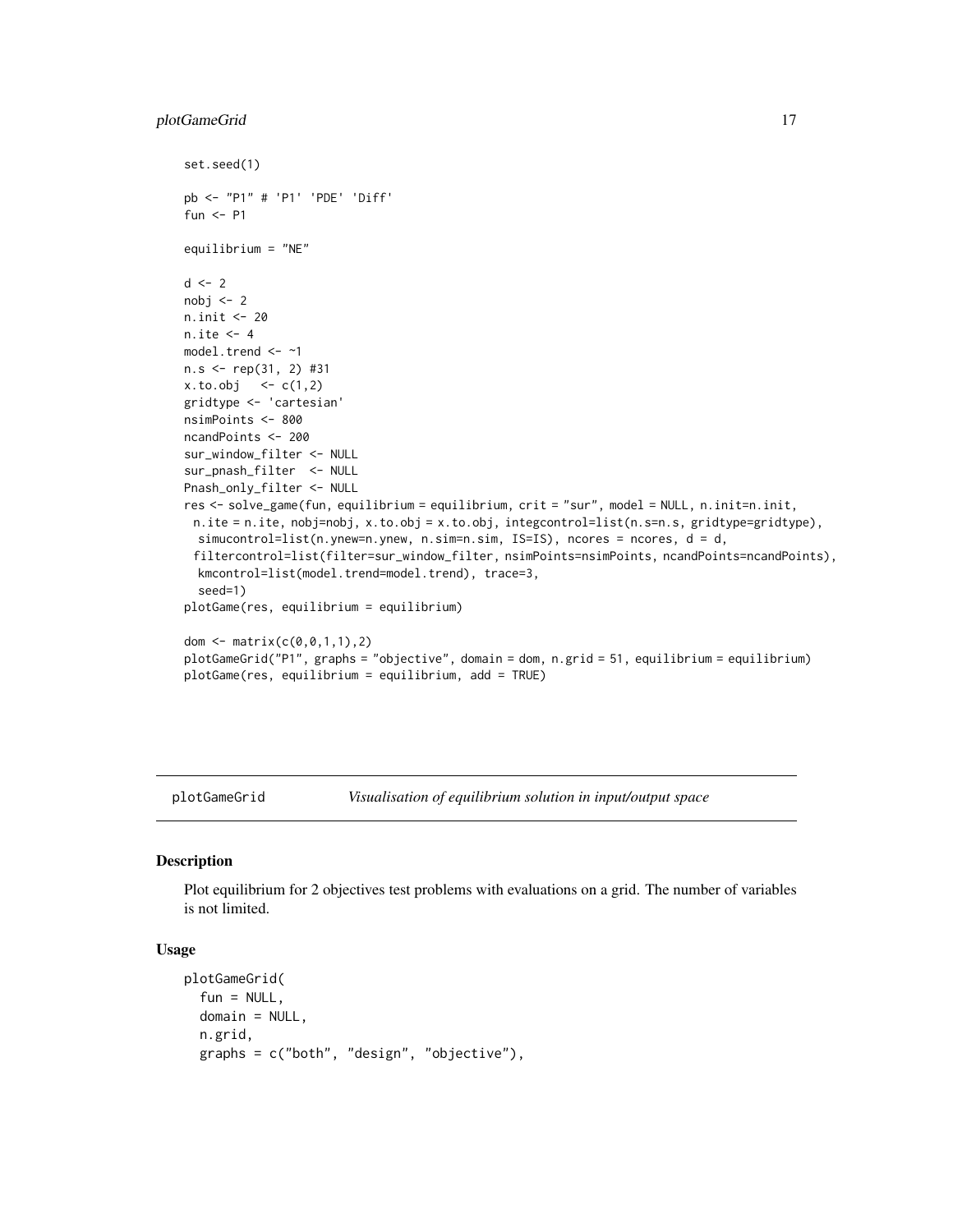```
set.seed(1)

pb <- "P1" # 'P1' 'PDE' 'Diff'
fun <- P1

equilibrium = "NE"

d <- 2
nobj <- 2
n.init <- 20
n.ite <- 4
model.trend <- ~1
n.s <- rep(31, 2) #31
x.to.obj   <- c(1,2)
gridtype <- 'cartesian'
nsimPoints <- 800
ncandPoints <- 200
sur_window_filter <- NULL
sur_pnash_filter  <- NULL
Pnash_only_filter <- NULL
res <- solve_game(fun, equilibrium = equilibrium, crit = "sur", model = NULL, n.init=n.init,
  n.ite = n.ite, nobj=nobj, x.to.obj = x.to.obj, integcontrol=list(n.s=n.s, gridtype=gridtype),
   simucontrol=list(n.ynew=n.ynew, n.sim=n.sim, IS=IS), ncores = ncores, d = d,
  filtercontrol=list(filter=sur_window_filter, nsimPoints=nsimPoints, ncandPoints=ncandPoints),
   kmcontrol=list(model.trend=model.trend), trace=3,
   seed=1)
plotGame(res, equilibrium = equilibrium)

dom <- matrix(c(0,0,1,1),2)
plotGameGrid("P1", graphs = "objective", domain = dom, n.grid = 51, equilibrium = equilibrium)
plotGame(res, equilibrium = equilibrium, add = TRUE)
```

## plotGameGrid — *Visualisation of equilibrium solution in input/output space*

### Description

Plot equilibrium for 2 objectives test problems with evaluations on a grid. The number of variables is not limited.

### Usage

```
plotGameGrid(
  fun = NULL,
  domain = NULL,
  n.grid,
  graphs = c("both", "design", "objective"),
```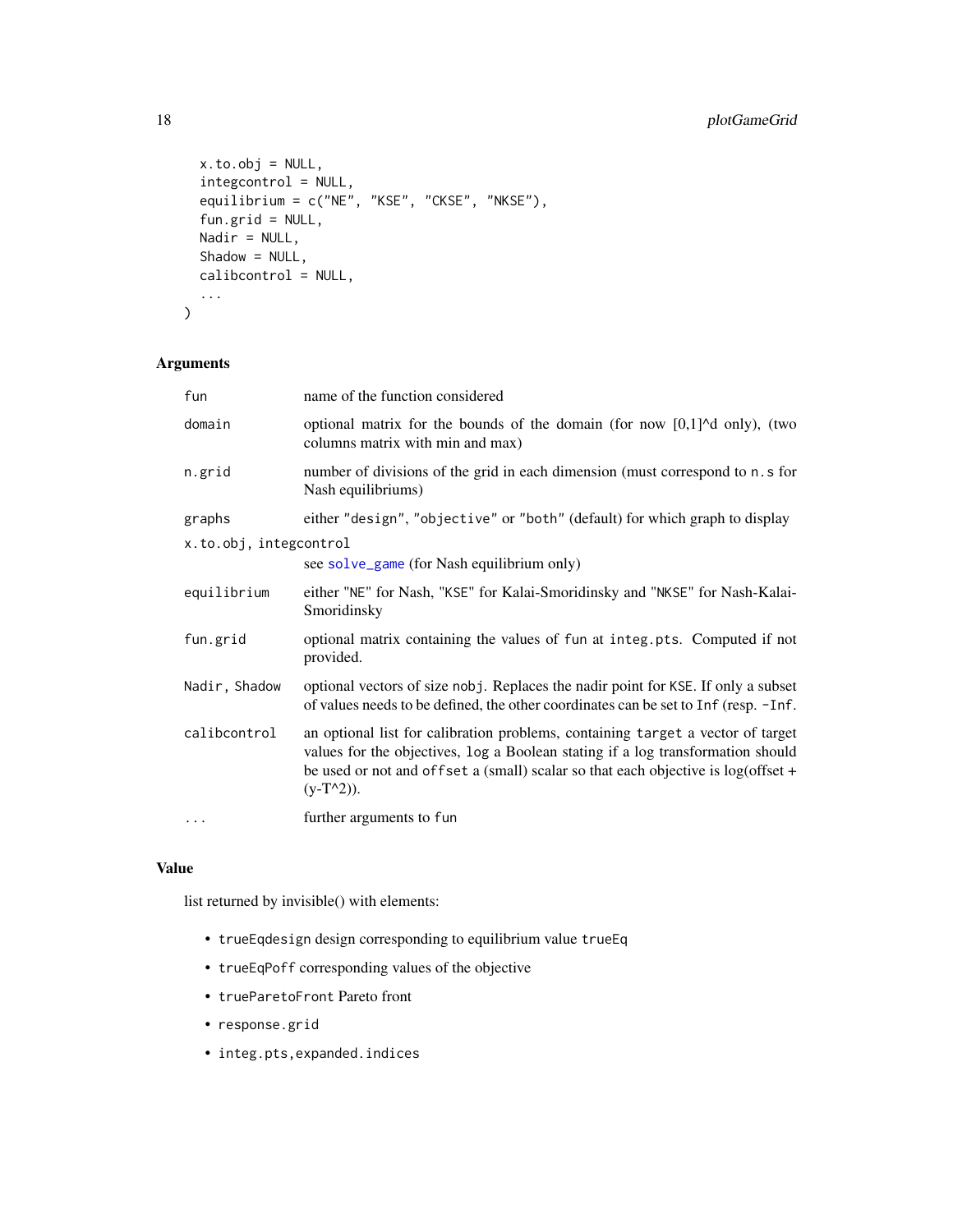```
  x.to.obj = NULL,
  integcontrol = NULL,
  equilibrium = c("NE", "KSE", "CKSE", "NKSE"),
  fun.grid = NULL,
  Nadir = NULL,
  Shadow = NULL,
  calibcontrol = NULL,
  ...
)
```

## Arguments

| | |
|---|---|
| `fun` | name of the function considered |
| `domain` | optional matrix for the bounds of the domain (for now [0,1]^d only), (two columns matrix with min and max) |
| `n.grid` | number of divisions of the grid in each dimension (must correspond to `n.s` for Nash equilibriums) |
| `graphs` | either "`design`", "`objective`" or "`both`" (default) for which graph to display |
| `x.to.obj, integcontrol` | see `solve_game` (for Nash equilibrium only) |
| `equilibrium` | either "`NE`" for Nash, "`KSE`" for Kalai-Smoridinsky and "`NKSE`" for Nash-Kalai-Smoridinsky |
| `fun.grid` | optional matrix containing the values of `fun` at `integ.pts`. Computed if not provided. |
| `Nadir, Shadow` | optional vectors of size `nobj`. Replaces the nadir point for `KSE`. If only a subset of values needs to be defined, the other coordinates can be set to `Inf` (resp. `-Inf`. |
| `calibcontrol` | an optional list for calibration problems, containing `target` a vector of target values for the objectives, `log` a Boolean stating if a log transformation should be used or not and `offset` a (small) scalar so that each objective is log(offset + (y-T^2)). |
| `...` | further arguments to `fun` |

## Value

list returned by invisible() with elements:

- `trueEqdesign` design corresponding to equilibrium value `trueEq`
- `trueEqPoff` corresponding values of the objective
- `trueParetoFront` Pareto front
- `response.grid`
- `integ.pts,expanded.indices`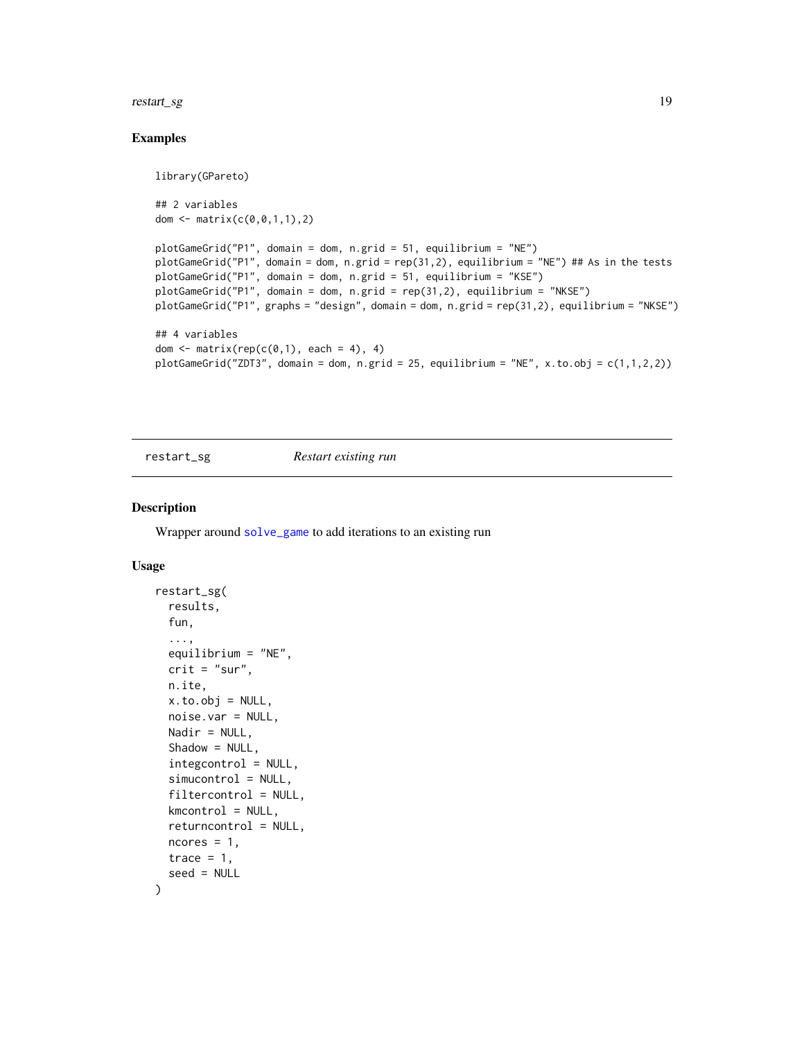## Examples

```
library(GPareto)

## 2 variables
dom <- matrix(c(0,0,1,1),2)

plotGameGrid("P1", domain = dom, n.grid = 51, equilibrium = "NE")
plotGameGrid("P1", domain = dom, n.grid = rep(31,2), equilibrium = "NE") ## As in the tests
plotGameGrid("P1", domain = dom, n.grid = 51, equilibrium = "KSE")
plotGameGrid("P1", domain = dom, n.grid = rep(31,2), equilibrium = "NKSE")
plotGameGrid("P1", graphs = "design", domain = dom, n.grid = rep(31,2), equilibrium = "NKSE")

## 4 variables
dom <- matrix(rep(c(0,1), each = 4), 4)
plotGameGrid("ZDT3", domain = dom, n.grid = 25, equilibrium = "NE", x.to.obj = c(1,1,2,2))
```

---

`restart_sg` *Restart existing run*

---

## Description

Wrapper around `solve_game` to add iterations to an existing run

## Usage

```
restart_sg(
  results,
  fun,
  ...,
  equilibrium = "NE",
  crit = "sur",
  n.ite,
  x.to.obj = NULL,
  noise.var = NULL,
  Nadir = NULL,
  Shadow = NULL,
  integcontrol = NULL,
  simucontrol = NULL,
  filtercontrol = NULL,
  kmcontrol = NULL,
  returncontrol = NULL,
  ncores = 1,
  trace = 1,
  seed = NULL
)
```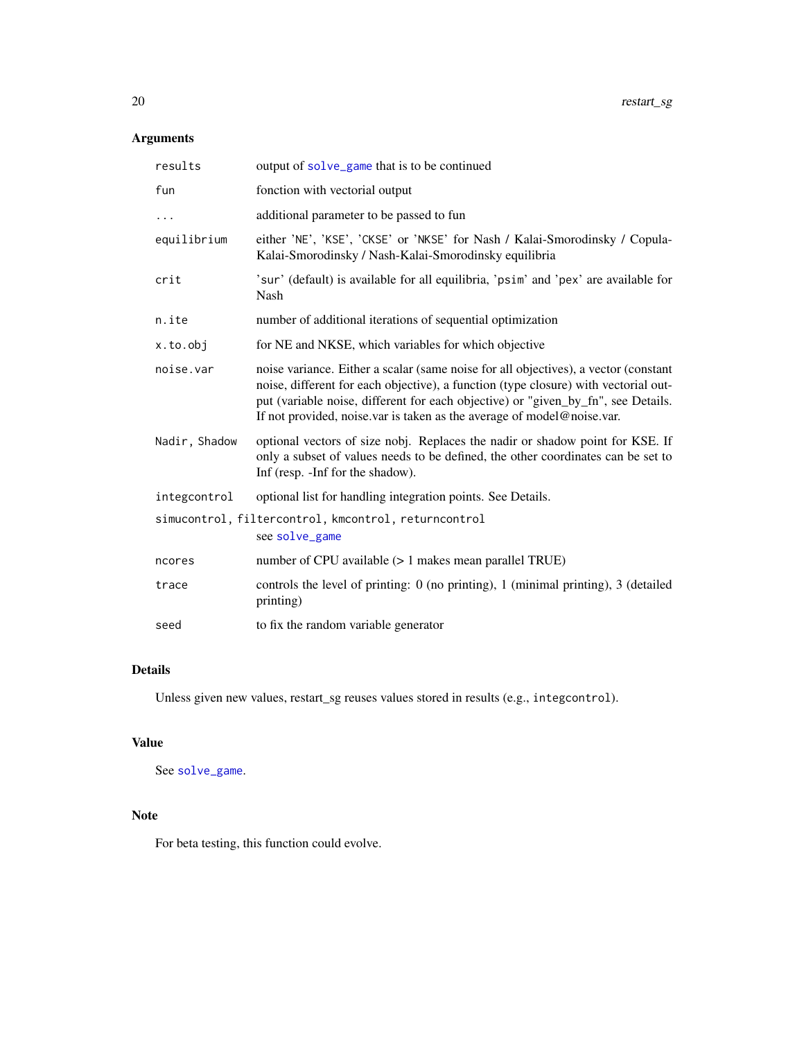## Arguments

| | |
|---|---|
| `results` | output of `solve_game` that is to be continued |
| `fun` | fonction with vectorial output |
| `...` | additional parameter to be passed to fun |
| `equilibrium` | either 'NE', 'KSE', 'CKSE' or 'NKSE' for Nash / Kalai-Smorodinsky / Copula-Kalai-Smorodinsky / Nash-Kalai-Smorodinsky equilibria |
| `crit` | 'sur' (default) is available for all equilibria, 'psim' and 'pex' are available for Nash |
| `n.ite` | number of additional iterations of sequential optimization |
| `x.to.obj` | for NE and NKSE, which variables for which objective |
| `noise.var` | noise variance. Either a scalar (same noise for all objectives), a vector (constant noise, different for each objective), a function (type closure) with vectorial output (variable noise, different for each objective) or "given_by_fn", see Details. If not provided, noise.var is taken as the average of model@noise.var. |
| `Nadir, Shadow` | optional vectors of size nobj. Replaces the nadir or shadow point for KSE. If only a subset of values needs to be defined, the other coordinates can be set to Inf (resp. -Inf for the shadow). |
| `integcontrol` | optional list for handling integration points. See Details. |
| `simucontrol, filtercontrol, kmcontrol, returncontrol` | see `solve_game` |
| `ncores` | number of CPU available (> 1 makes mean parallel TRUE) |
| `trace` | controls the level of printing: 0 (no printing), 1 (minimal printing), 3 (detailed printing) |
| `seed` | to fix the random variable generator |

## Details

Unless given new values, restart_sg reuses values stored in results (e.g., `integcontrol`).

## Value

See `solve_game`.

## Note

For beta testing, this function could evolve.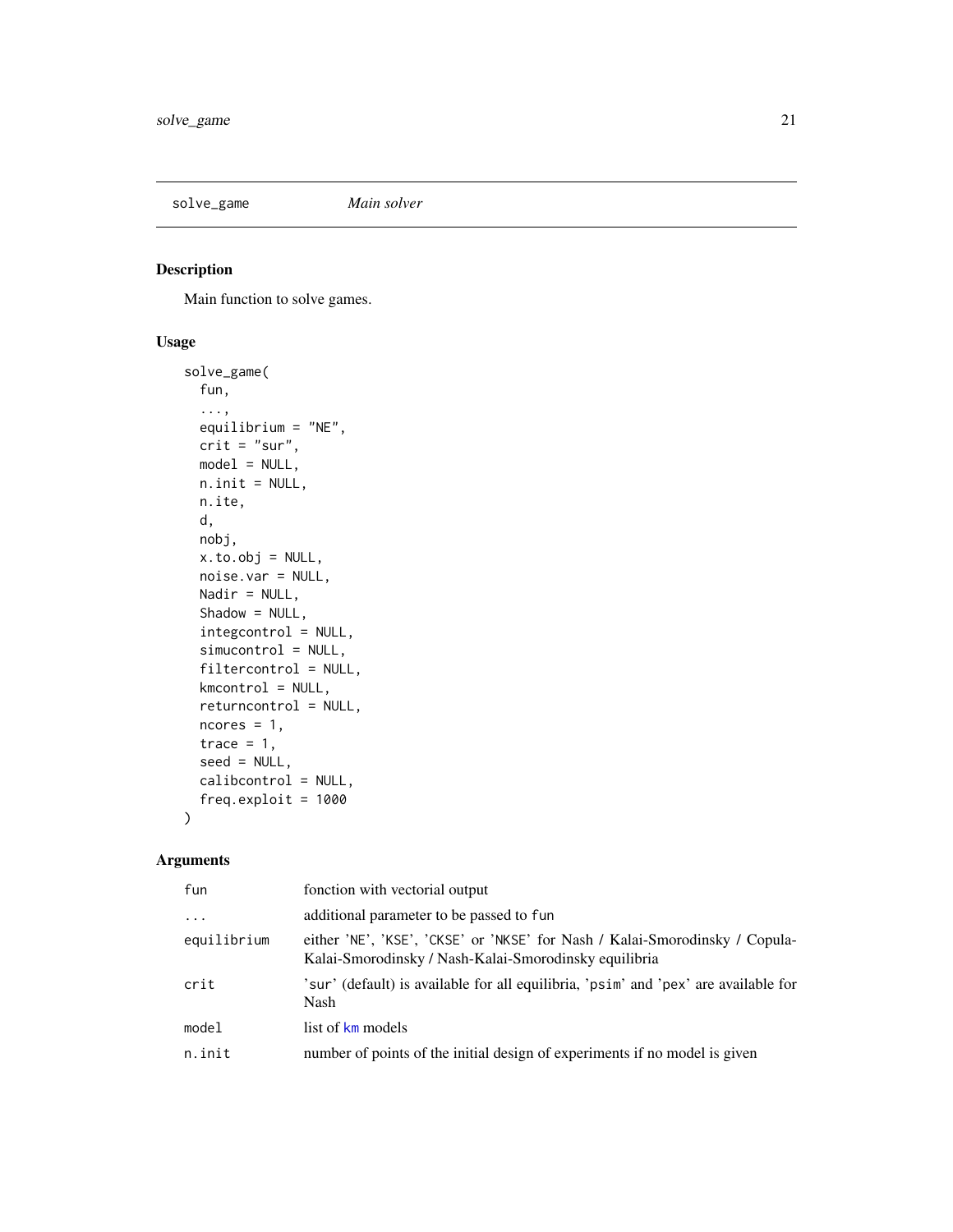## solve_game *Main solver*

### Description

Main function to solve games.

### Usage

```
solve_game(
  fun,
  ...,
  equilibrium = "NE",
  crit = "sur",
  model = NULL,
  n.init = NULL,
  n.ite,
  d,
  nobj,
  x.to.obj = NULL,
  noise.var = NULL,
  Nadir = NULL,
  Shadow = NULL,
  integcontrol = NULL,
  simucontrol = NULL,
  filtercontrol = NULL,
  kmcontrol = NULL,
  returncontrol = NULL,
  ncores = 1,
  trace = 1,
  seed = NULL,
  calibcontrol = NULL,
  freq.exploit = 1000
)
```

### Arguments

| | |
|---|---|
| fun | fonction with vectorial output |
| ... | additional parameter to be passed to fun |
| equilibrium | either 'NE', 'KSE', 'CKSE' or 'NKSE' for Nash / Kalai-Smorodinsky / Copula-Kalai-Smorodinsky / Nash-Kalai-Smorodinsky equilibria |
| crit | 'sur' (default) is available for all equilibria, 'psim' and 'pex' are available for Nash |
| model | list of km models |
| n.init | number of points of the initial design of experiments if no model is given |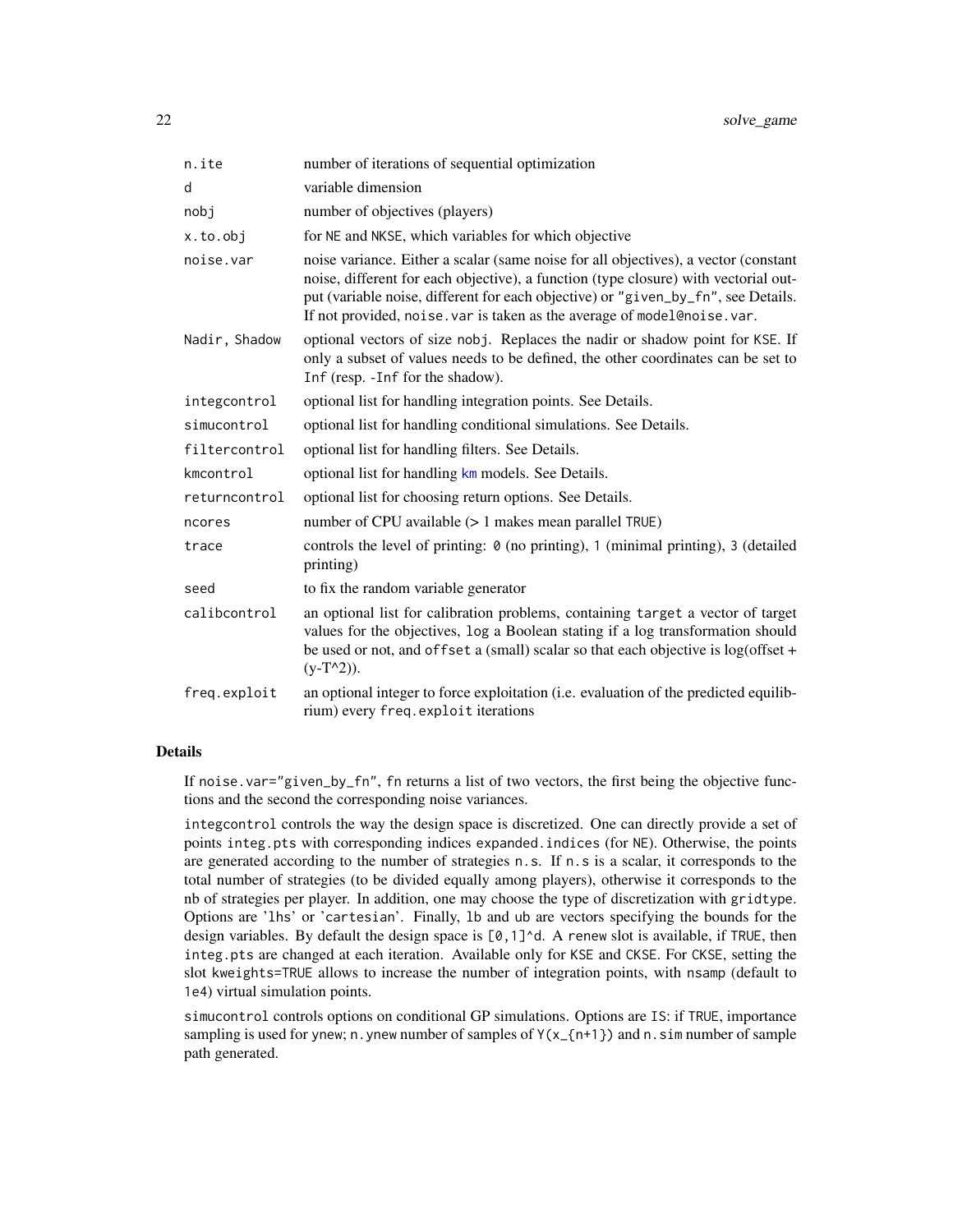| | |
|---|---|
| n.ite | number of iterations of sequential optimization |
| d | variable dimension |
| nobj | number of objectives (players) |
| x.to.obj | for NE and NKSE, which variables for which objective |
| noise.var | noise variance. Either a scalar (same noise for all objectives), a vector (constant noise, different for each objective), a function (type closure) with vectorial output (variable noise, different for each objective) or "given_by_fn", see Details. If not provided, noise.var is taken as the average of model@noise.var. |
| Nadir, Shadow | optional vectors of size nobj. Replaces the nadir or shadow point for KSE. If only a subset of values needs to be defined, the other coordinates can be set to Inf (resp. -Inf for the shadow). |
| integcontrol | optional list for handling integration points. See Details. |
| simucontrol | optional list for handling conditional simulations. See Details. |
| filtercontrol | optional list for handling filters. See Details. |
| kmcontrol | optional list for handling km models. See Details. |
| returncontrol | optional list for choosing return options. See Details. |
| ncores | number of CPU available (> 1 makes mean parallel TRUE) |
| trace | controls the level of printing: 0 (no printing), 1 (minimal printing), 3 (detailed printing) |
| seed | to fix the random variable generator |
| calibcontrol | an optional list for calibration problems, containing target a vector of target values for the objectives, log a Boolean stating if a log transformation should be used or not, and offset a (small) scalar so that each objective is log(offset + (y-T^2)). |
| freq.exploit | an optional integer to force exploitation (i.e. evaluation of the predicted equilibrium) every freq.exploit iterations |

## Details

If noise.var="given_by_fn", fn returns a list of two vectors, the first being the objective functions and the second the corresponding noise variances.

integcontrol controls the way the design space is discretized. One can directly provide a set of points integ.pts with corresponding indices expanded.indices (for NE). Otherwise, the points are generated according to the number of strategies n.s. If n.s is a scalar, it corresponds to the total number of strategies (to be divided equally among players), otherwise it corresponds to the nb of strategies per player. In addition, one may choose the type of discretization with gridtype. Options are 'lhs' or 'cartesian'. Finally, lb and ub are vectors specifying the bounds for the design variables. By default the design space is [0,1]^d. A renew slot is available, if TRUE, then integ.pts are changed at each iteration. Available only for KSE and CKSE. For CKSE, setting the slot kweights=TRUE allows to increase the number of integration points, with nsamp (default to 1e4) virtual simulation points.

simucontrol controls options on conditional GP simulations. Options are IS: if TRUE, importance sampling is used for ynew; n.ynew number of samples of Y(x_{n+1}) and n.sim number of sample path generated.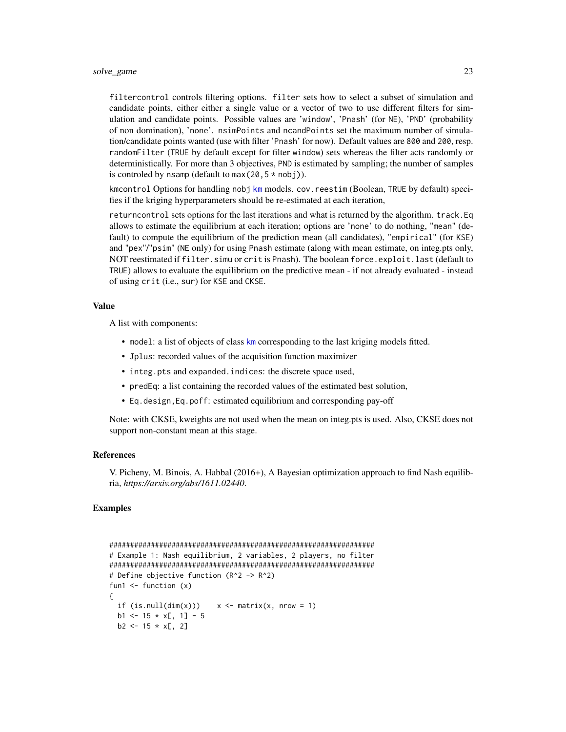filtercontrol controls filtering options. filter sets how to select a subset of simulation and candidate points, either either a single value or a vector of two to use different filters for simulation and candidate points. Possible values are 'window', 'Pnash' (for NE), 'PND' (probability of non domination), 'none'. nsimPoints and ncandPoints set the maximum number of simulation/candidate points wanted (use with filter 'Pnash' for now). Default values are 800 and 200, resp. randomFilter (TRUE by default except for filter window) sets whereas the filter acts randomly or deterministically. For more than 3 objectives, PND is estimated by sampling; the number of samples is controled by nsamp (default to max(20,5 * nobj)).

kmcontrol Options for handling nobj km models. cov.reestim (Boolean, TRUE by default) specifies if the kriging hyperparameters should be re-estimated at each iteration,

returncontrol sets options for the last iterations and what is returned by the algorithm. track.Eq allows to estimate the equilibrium at each iteration; options are 'none' to do nothing, "mean" (default) to compute the equilibrium of the prediction mean (all candidates), "empirical" (for KSE) and "pex"/"psim" (NE only) for using Pnash estimate (along with mean estimate, on integ.pts only, NOT reestimated if filter.simu or crit is Pnash). The boolean force.exploit.last (default to TRUE) allows to evaluate the equilibrium on the predictive mean - if not already evaluated - instead of using crit (i.e., sur) for KSE and CKSE.

### Value

A list with components:

- model: a list of objects of class km corresponding to the last kriging models fitted.
- Jplus: recorded values of the acquisition function maximizer
- integ.pts and expanded.indices: the discrete space used,
- predEq: a list containing the recorded values of the estimated best solution,
- Eq.design,Eq.poff: estimated equilibrium and corresponding pay-off

Note: with CKSE, kweights are not used when the mean on integ.pts is used. Also, CKSE does not support non-constant mean at this stage.

### References

V. Picheny, M. Binois, A. Habbal (2016+), A Bayesian optimization approach to find Nash equilibria, *https://arxiv.org/abs/1611.02440*.

### Examples

```
################################################################
# Example 1: Nash equilibrium, 2 variables, 2 players, no filter
################################################################
# Define objective function (R^2 -> R^2)
fun1 <- function (x)
{
  if (is.null(dim(x)))    x <- matrix(x, nrow = 1)
  b1 <- 15 * x[, 1] - 5
  b2 <- 15 * x[, 2]
```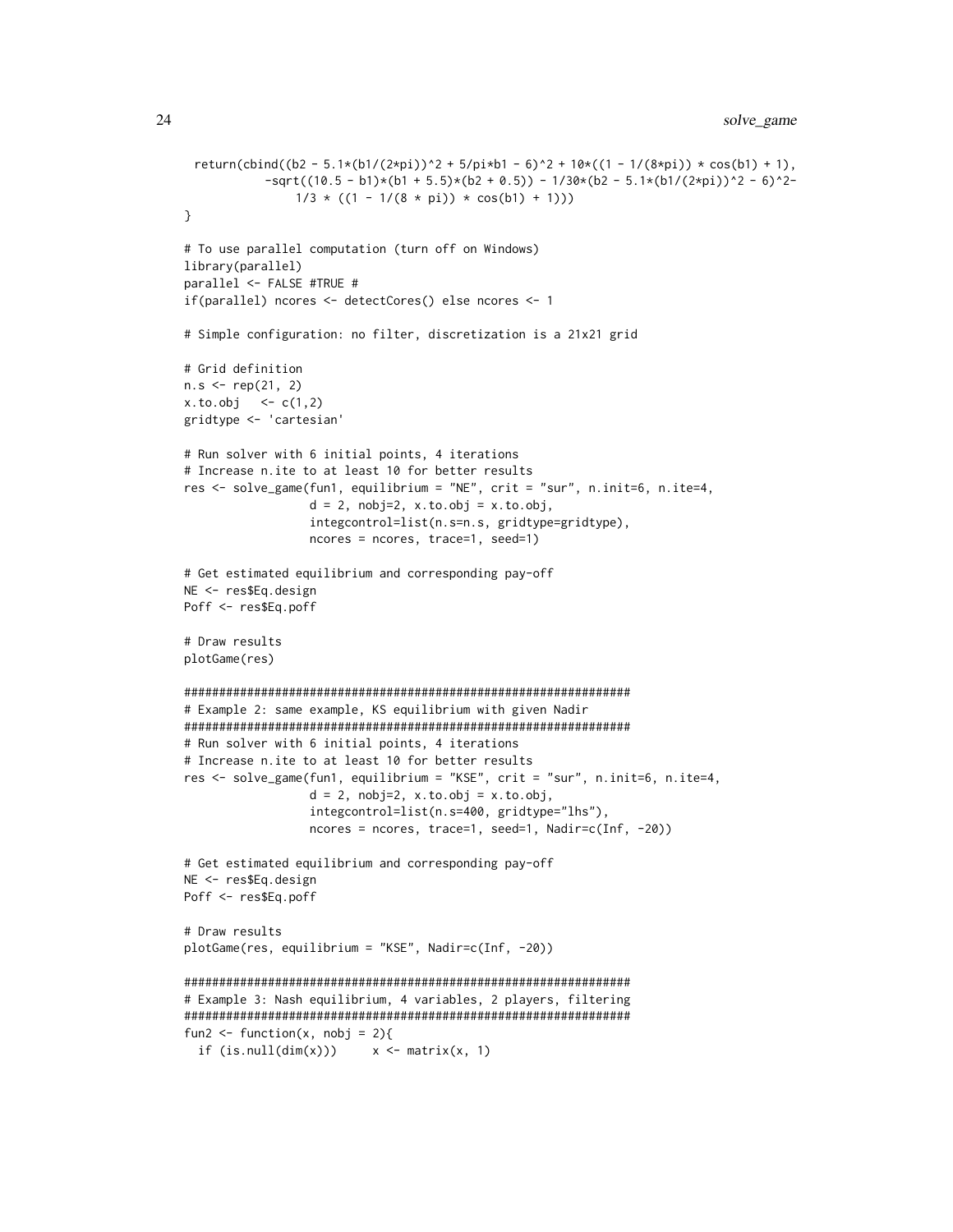```
  return(cbind((b2 - 5.1*(b1/(2*pi))^2 + 5/pi*b1 - 6)^2 + 10*((1 - 1/(8*pi)) * cos(b1) + 1),
            -sqrt((10.5 - b1)*(b1 + 5.5)*(b2 + 0.5)) - 1/30*(b2 - 5.1*(b1/(2*pi))^2 - 6)^2-
                1/3 * ((1 - 1/(8 * pi)) * cos(b1) + 1)))
}

# To use parallel computation (turn off on Windows)
library(parallel)
parallel <- FALSE #TRUE #
if(parallel) ncores <- detectCores() else ncores <- 1

# Simple configuration: no filter, discretization is a 21x21 grid

# Grid definition
n.s <- rep(21, 2)
x.to.obj   <- c(1,2)
gridtype <- 'cartesian'

# Run solver with 6 initial points, 4 iterations
# Increase n.ite to at least 10 for better results
res <- solve_game(fun1, equilibrium = "NE", crit = "sur", n.init=6, n.ite=4,
                  d = 2, nobj=2, x.to.obj = x.to.obj,
                  integcontrol=list(n.s=n.s, gridtype=gridtype),
                  ncores = ncores, trace=1, seed=1)

# Get estimated equilibrium and corresponding pay-off
NE <- res$Eq.design
Poff <- res$Eq.poff

# Draw results
plotGame(res)

################################################################
# Example 2: same example, KS equilibrium with given Nadir
################################################################
# Run solver with 6 initial points, 4 iterations
# Increase n.ite to at least 10 for better results
res <- solve_game(fun1, equilibrium = "KSE", crit = "sur", n.init=6, n.ite=4,
                  d = 2, nobj=2, x.to.obj = x.to.obj,
                  integcontrol=list(n.s=400, gridtype="lhs"),
                  ncores = ncores, trace=1, seed=1, Nadir=c(Inf, -20))

# Get estimated equilibrium and corresponding pay-off
NE <- res$Eq.design
Poff <- res$Eq.poff

# Draw results
plotGame(res, equilibrium = "KSE", Nadir=c(Inf, -20))

################################################################
# Example 3: Nash equilibrium, 4 variables, 2 players, filtering
################################################################
fun2 <- function(x, nobj = 2){
  if (is.null(dim(x)))     x <- matrix(x, 1)
```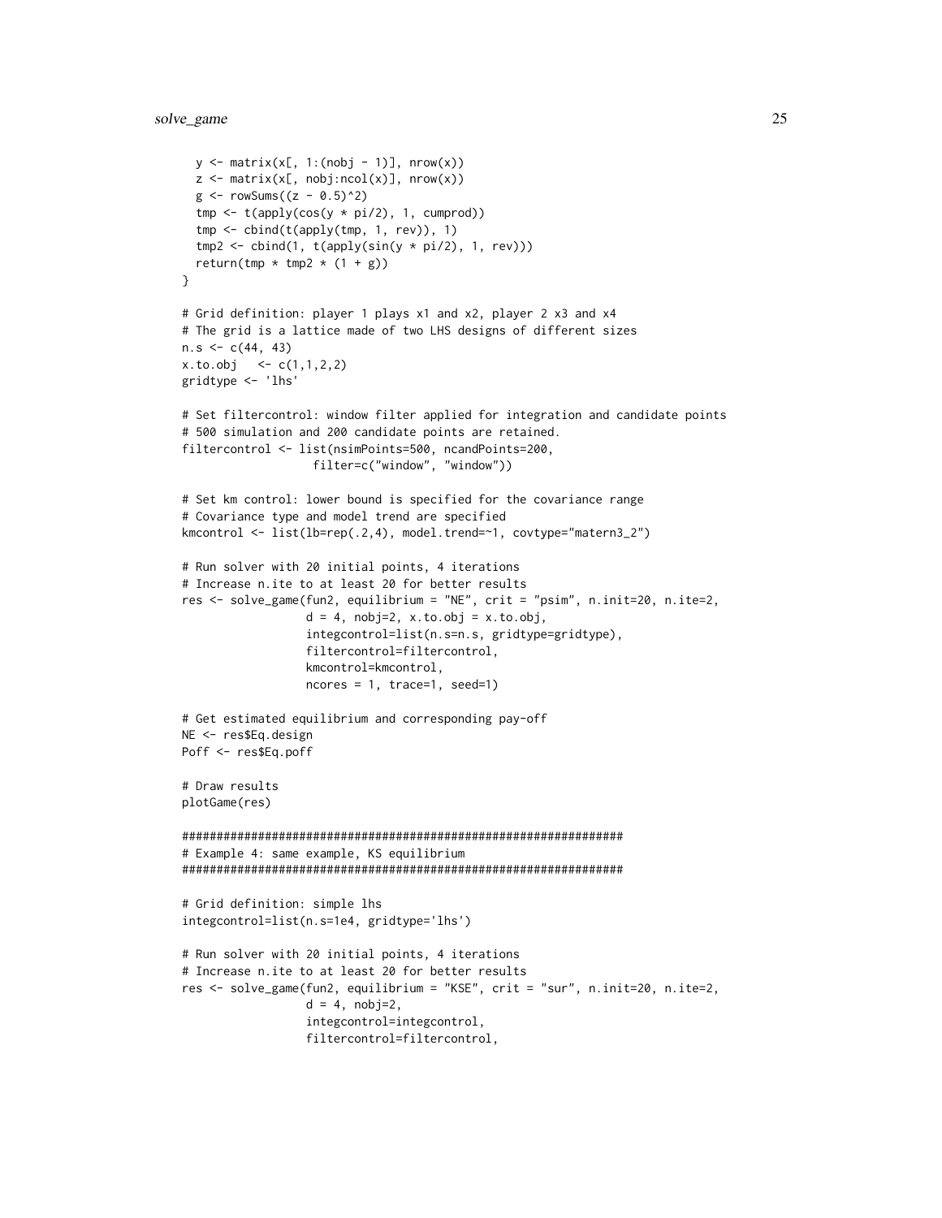```
  y <- matrix(x[, 1:(nobj - 1)], nrow(x))
  z <- matrix(x[, nobj:ncol(x)], nrow(x))
  g <- rowSums((z - 0.5)^2)
  tmp <- t(apply(cos(y * pi/2), 1, cumprod))
  tmp <- cbind(t(apply(tmp, 1, rev)), 1)
  tmp2 <- cbind(1, t(apply(sin(y * pi/2), 1, rev)))
  return(tmp * tmp2 * (1 + g))
}

# Grid definition: player 1 plays x1 and x2, player 2 x3 and x4
# The grid is a lattice made of two LHS designs of different sizes
n.s <- c(44, 43)
x.to.obj   <- c(1,1,2,2)
gridtype <- 'lhs'

# Set filtercontrol: window filter applied for integration and candidate points
# 500 simulation and 200 candidate points are retained.
filtercontrol <- list(nsimPoints=500, ncandPoints=200,
                   filter=c("window", "window"))

# Set km control: lower bound is specified for the covariance range
# Covariance type and model trend are specified
kmcontrol <- list(lb=rep(.2,4), model.trend=~1, covtype="matern3_2")

# Run solver with 20 initial points, 4 iterations
# Increase n.ite to at least 20 for better results
res <- solve_game(fun2, equilibrium = "NE", crit = "psim", n.init=20, n.ite=2,
                  d = 4, nobj=2, x.to.obj = x.to.obj,
                  integcontrol=list(n.s=n.s, gridtype=gridtype),
                  filtercontrol=filtercontrol,
                  kmcontrol=kmcontrol,
                  ncores = 1, trace=1, seed=1)

# Get estimated equilibrium and corresponding pay-off
NE <- res$Eq.design
Poff <- res$Eq.poff

# Draw results
plotGame(res)

################################################################
# Example 4: same example, KS equilibrium
################################################################

# Grid definition: simple lhs
integcontrol=list(n.s=1e4, gridtype='lhs')

# Run solver with 20 initial points, 4 iterations
# Increase n.ite to at least 20 for better results
res <- solve_game(fun2, equilibrium = "KSE", crit = "sur", n.init=20, n.ite=2,
                  d = 4, nobj=2,
                  integcontrol=integcontrol,
                  filtercontrol=filtercontrol,
```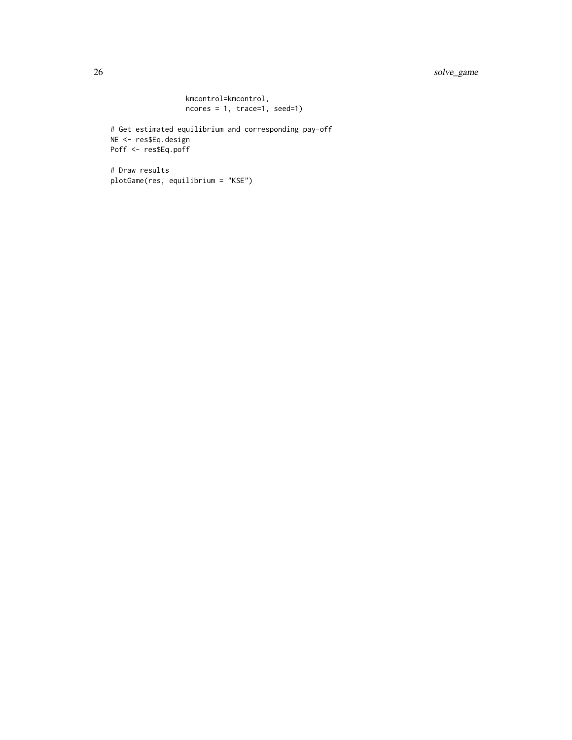```
                 kmcontrol=kmcontrol,
                 ncores = 1, trace=1, seed=1)

# Get estimated equilibrium and corresponding pay-off
NE <- res$Eq.design
Poff <- res$Eq.poff

# Draw results
plotGame(res, equilibrium = "KSE")
```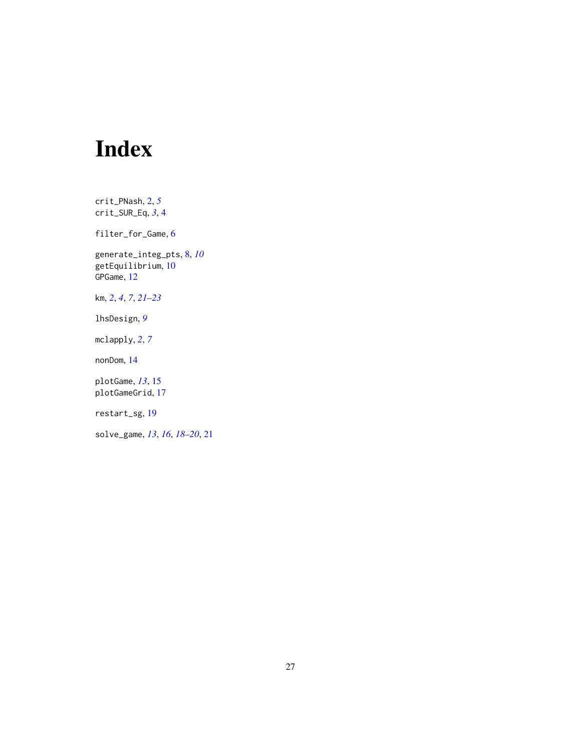# Index

crit_PNash, 2, *5*
crit_SUR_Eq, *3*, 4

filter_for_Game, 6

generate_integ_pts, 8, *10*
getEquilibrium, 10
GPGame, 12

km, *2*, *4*, *7*, *21–23*

lhsDesign, *9*

mclapply, *2*, *7*

nonDom, 14

plotGame, *13*, 15
plotGameGrid, 17

restart_sg, 19

solve_game, *13*, *16*, *18–20*, 21